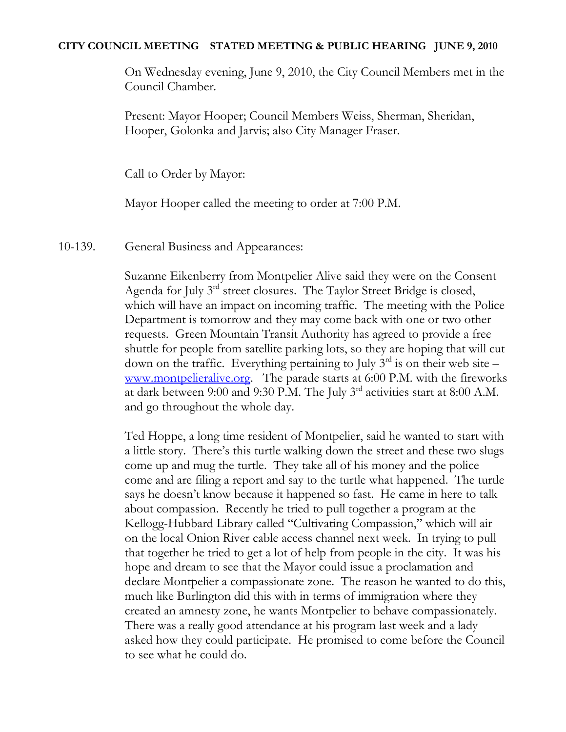**CITY COUNCIL MEETING STATED MEETING & PUBLIC HEARING JUNE 9, 2010**

On Wednesday evening, June 9, 2010, the City Council Members met in the Council Chamber.

Present: Mayor Hooper; Council Members Weiss, Sherman, Sheridan, Hooper, Golonka and Jarvis; also City Manager Fraser.

Call to Order by Mayor:

Mayor Hooper called the meeting to order at 7:00 P.M.

10-139. General Business and Appearances:

Suzanne Eikenberry from Montpelier Alive said they were on the Consent Agenda for July 3rd street closures. The Taylor Street Bridge is closed, which will have an impact on incoming traffic. The meeting with the Police Department is tomorrow and they may come back with one or two other requests. Green Mountain Transit Authority has agreed to provide a free shuttle for people from satellite parking lots, so they are hoping that will cut down on the traffic. Everything pertaining to July 3rd is on their web site – [www.montpelieralive.org](http://www.montpelieralive.org). The parade starts at 6:00 P.M. with the fireworks at dark between 9:00 and 9:30 P.M. The July 3rd activities start at 8:00 A.M. and go throughout the whole day.

Ted Hoppe, a long time resident of Montpelier, said he wanted to start with a little story. There's this turtle walking down the street and these two slugs come up and mug the turtle. They take all of his money and the police come and are filing a report and say to the turtle what happened. The turtle says he doesn't know because it happened so fast. He came in here to talk about compassion. Recently he tried to pull together a program at the Kellogg-Hubbard Library called "Cultivating Compassion," which will air on the local Onion River cable access channel next week. In trying to pull that together he tried to get a lot of help from people in the city. It was his hope and dream to see that the Mayor could issue a proclamation and declare Montpelier a compassionate zone. The reason he wanted to do this, much like Burlington did this with in terms of immigration where they created an amnesty zone, he wants Montpelier to behave compassionately. There was a really good attendance at his program last week and a lady asked how they could participate. He promised to come before the Council to see what he could do.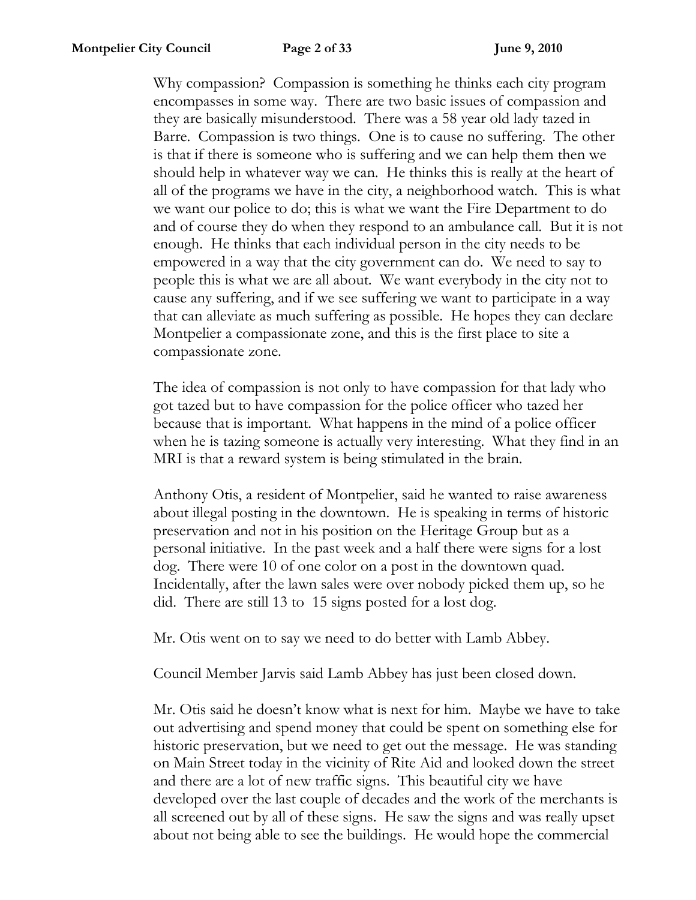Why compassion? Compassion is something he thinks each city program encompasses in some way. There are two basic issues of compassion and they are basically misunderstood. There was a 58 year old lady tazed in Barre. Compassion is two things. One is to cause no suffering. The other is that if there is someone who is suffering and we can help them then we should help in whatever way we can. He thinks this is really at the heart of all of the programs we have in the city, a neighborhood watch. This is what we want our police to do; this is what we want the Fire Department to do and of course they do when they respond to an ambulance call. But it is not enough. He thinks that each individual person in the city needs to be empowered in a way that the city government can do. We need to say to people this is what we are all about. We want everybody in the city not to cause any suffering, and if we see suffering we want to participate in a way that can alleviate as much suffering as possible. He hopes they can declare Montpelier a compassionate zone, and this is the first place to site a compassionate zone.

The idea of compassion is not only to have compassion for that lady who got tazed but to have compassion for the police officer who tazed her because that is important. What happens in the mind of a police officer when he is tazing someone is actually very interesting. What they find in an MRI is that a reward system is being stimulated in the brain.

Anthony Otis, a resident of Montpelier, said he wanted to raise awareness about illegal posting in the downtown. He is speaking in terms of historic preservation and not in his position on the Heritage Group but as a personal initiative. In the past week and a half there were signs for a lost dog. There were 10 of one color on a post in the downtown quad. Incidentally, after the lawn sales were over nobody picked them up, so he did. There are still 13 to 15 signs posted for a lost dog.

Mr. Otis went on to say we need to do better with Lamb Abbey.

Council Member Jarvis said Lamb Abbey has just been closed down.

Mr. Otis said he doesn't know what is next for him. Maybe we have to take out advertising and spend money that could be spent on something else for historic preservation, but we need to get out the message. He was standing on Main Street today in the vicinity of Rite Aid and looked down the street and there are a lot of new traffic signs. This beautiful city we have developed over the last couple of decades and the work of the merchants is all screened out by all of these signs. He saw the signs and was really upset about not being able to see the buildings. He would hope the commercial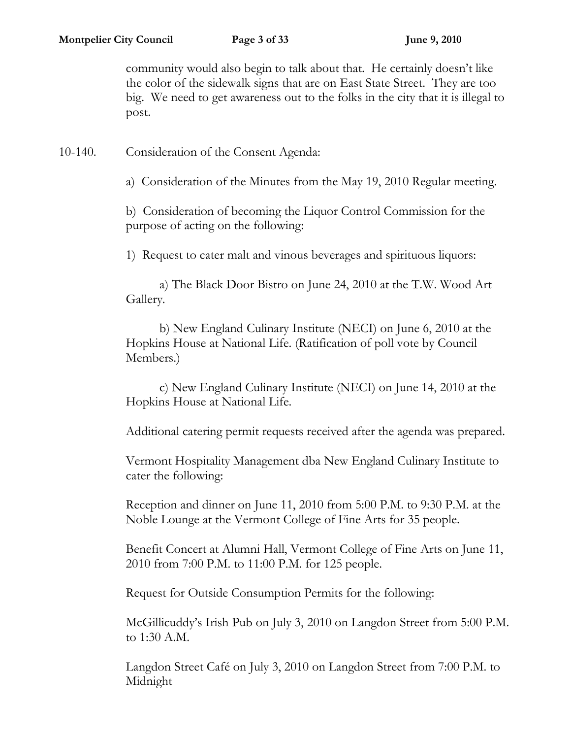community would also begin to talk about that. He certainly doesn't like the color of the sidewalk signs that are on East State Street. They are too big. We need to get awareness out to the folks in the city that it is illegal to post.

10-140. Consideration of the Consent Agenda:

a) Consideration of the Minutes from the May 19, 2010 Regular meeting.

b) Consideration of becoming the Liquor Control Commission for the purpose of acting on the following:

1) Request to cater malt and vinous beverages and spirituous liquors:

a) The Black Door Bistro on June 24, 2010 at the T.W. Wood Art Gallery.

b) New England Culinary Institute (NECI) on June 6, 2010 at the Hopkins House at National Life. (Ratification of poll vote by Council Members.)

c) New England Culinary Institute (NECI) on June 14, 2010 at the Hopkins House at National Life.

Additional catering permit requests received after the agenda was prepared.

Vermont Hospitality Management dba New England Culinary Institute to cater the following:

Reception and dinner on June 11, 2010 from 5:00 P.M. to 9:30 P.M. at the Noble Lounge at the Vermont College of Fine Arts for 35 people.

Benefit Concert at Alumni Hall, Vermont College of Fine Arts on June 11, 2010 from 7:00 P.M. to 11:00 P.M. for 125 people.

Request for Outside Consumption Permits for the following:

McGillicuddy's Irish Pub on July 3, 2010 on Langdon Street from 5:00 P.M. to 1:30 A.M.

Langdon Street Café on July 3, 2010 on Langdon Street from 7:00 P.M. to Midnight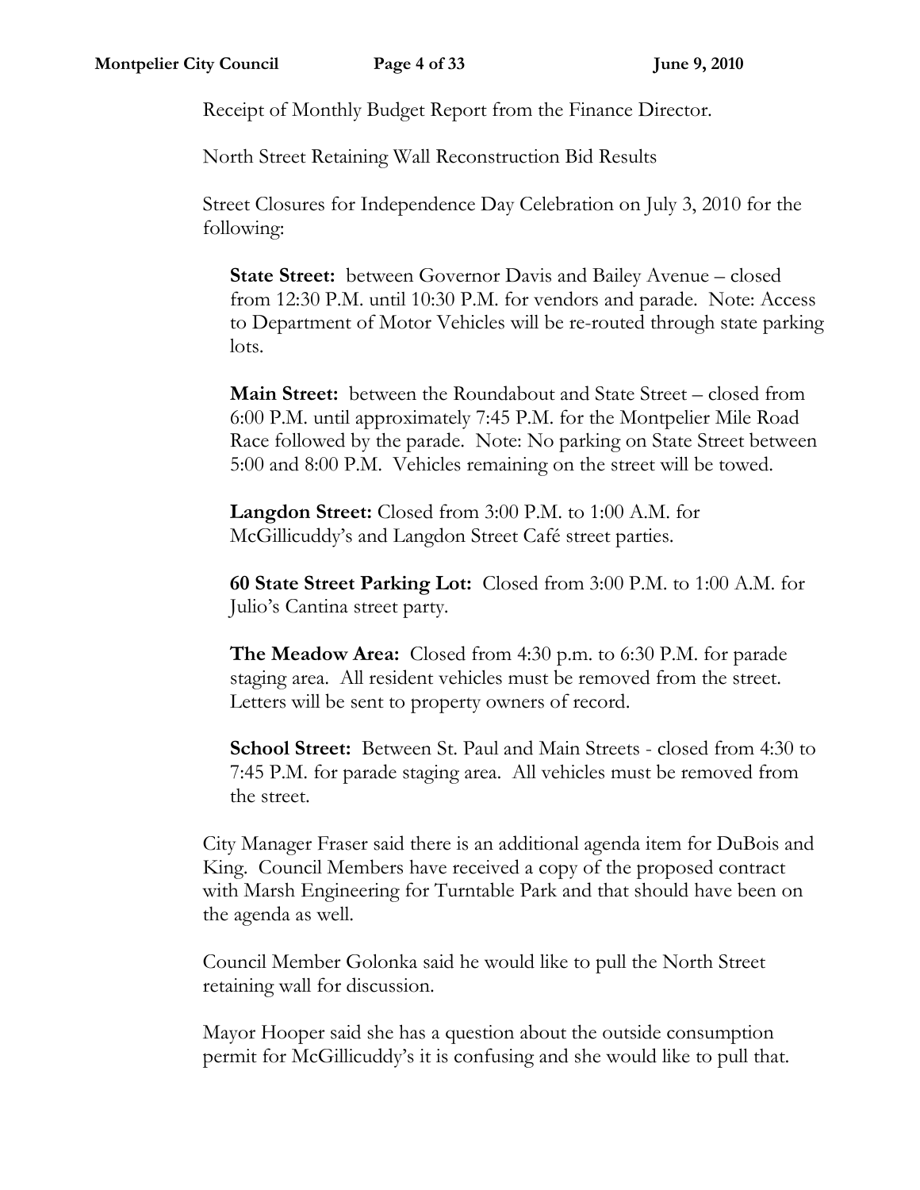Receipt of Monthly Budget Report from the Finance Director.

North Street Retaining Wall Reconstruction Bid Results

Street Closures for Independence Day Celebration on July 3, 2010 for the following:

**State Street:** between Governor Davis and Bailey Avenue – closed from 12:30 P.M. until 10:30 P.M. for vendors and parade. Note: Access to Department of Motor Vehicles will be re-routed through state parking lots.

**Main Street:** between the Roundabout and State Street – closed from 6:00 P.M. until approximately 7:45 P.M. for the Montpelier Mile Road Race followed by the parade. Note: No parking on State Street between 5:00 and 8:00 P.M. Vehicles remaining on the street will be towed.

**Langdon Street:** Closed from 3:00 P.M. to 1:00 A.M. for McGillicuddy's and Langdon Street Café street parties.

**60 State Street Parking Lot:** Closed from 3:00 P.M. to 1:00 A.M. for Julio's Cantina street party.

**The Meadow Area:** Closed from 4:30 p.m. to 6:30 P.M. for parade staging area. All resident vehicles must be removed from the street. Letters will be sent to property owners of record.

**School Street:** Between St. Paul and Main Streets - closed from 4:30 to 7:45 P.M. for parade staging area. All vehicles must be removed from the street.

City Manager Fraser said there is an additional agenda item for DuBois and King. Council Members have received a copy of the proposed contract with Marsh Engineering for Turntable Park and that should have been on the agenda as well.

Council Member Golonka said he would like to pull the North Street retaining wall for discussion.

Mayor Hooper said she has a question about the outside consumption permit for McGillicuddy's it is confusing and she would like to pull that.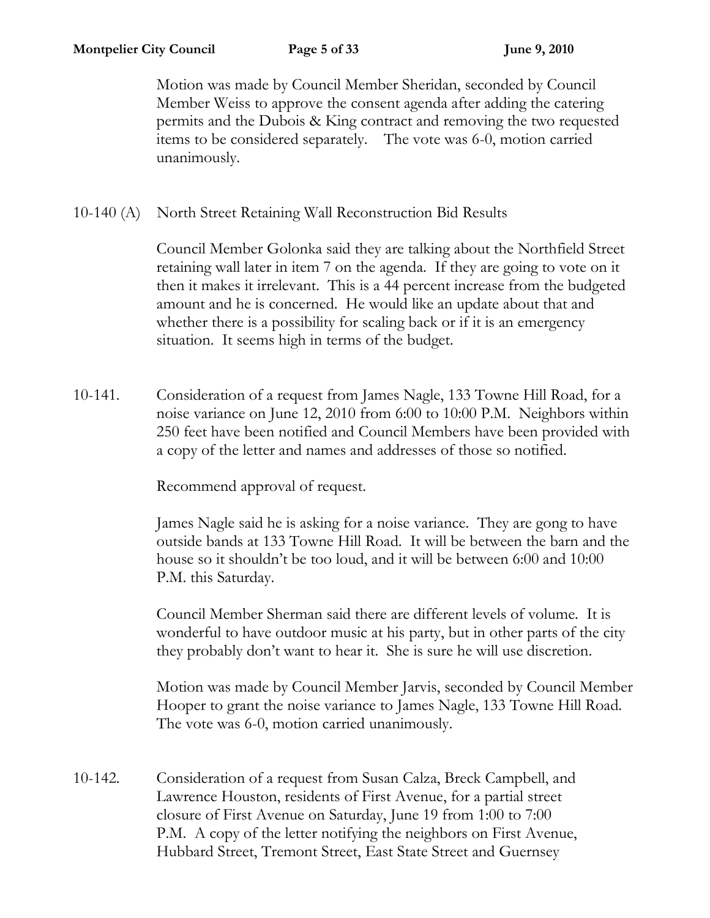Motion was made by Council Member Sheridan, seconded by Council Member Weiss to approve the consent agenda after adding the catering permits and the Dubois & King contract and removing the two requested items to be considered separately. The vote was 6-0, motion carried unanimously.

10-140 (A) North Street Retaining Wall Reconstruction Bid Results

Council Member Golonka said they are talking about the Northfield Street retaining wall later in item 7 on the agenda. If they are going to vote on it then it makes it irrelevant. This is a 44 percent increase from the budgeted amount and he is concerned. He would like an update about that and whether there is a possibility for scaling back or if it is an emergency situation. It seems high in terms of the budget.

10-141. Consideration of a request from James Nagle, 133 Towne Hill Road, for a noise variance on June 12, 2010 from 6:00 to 10:00 P.M. Neighbors within 250 feet have been notified and Council Members have been provided with a copy of the letter and names and addresses of those so notified.

Recommend approval of request.

James Nagle said he is asking for a noise variance. They are gong to have outside bands at 133 Towne Hill Road. It will be between the barn and the house so it shouldn't be too loud, and it will be between 6:00 and 10:00 P.M. this Saturday.

Council Member Sherman said there are different levels of volume. It is wonderful to have outdoor music at his party, but in other parts of the city they probably don't want to hear it. She is sure he will use discretion.

Motion was made by Council Member Jarvis, seconded by Council Member Hooper to grant the noise variance to James Nagle, 133 Towne Hill Road. The vote was 6-0, motion carried unanimously.

10-142. Consideration of a request from Susan Calza, Breck Campbell, and Lawrence Houston, residents of First Avenue, for a partial street closure of First Avenue on Saturday, June 19 from 1:00 to 7:00 P.M. A copy of the letter notifying the neighbors on First Avenue, Hubbard Street, Tremont Street, East State Street and Guernsey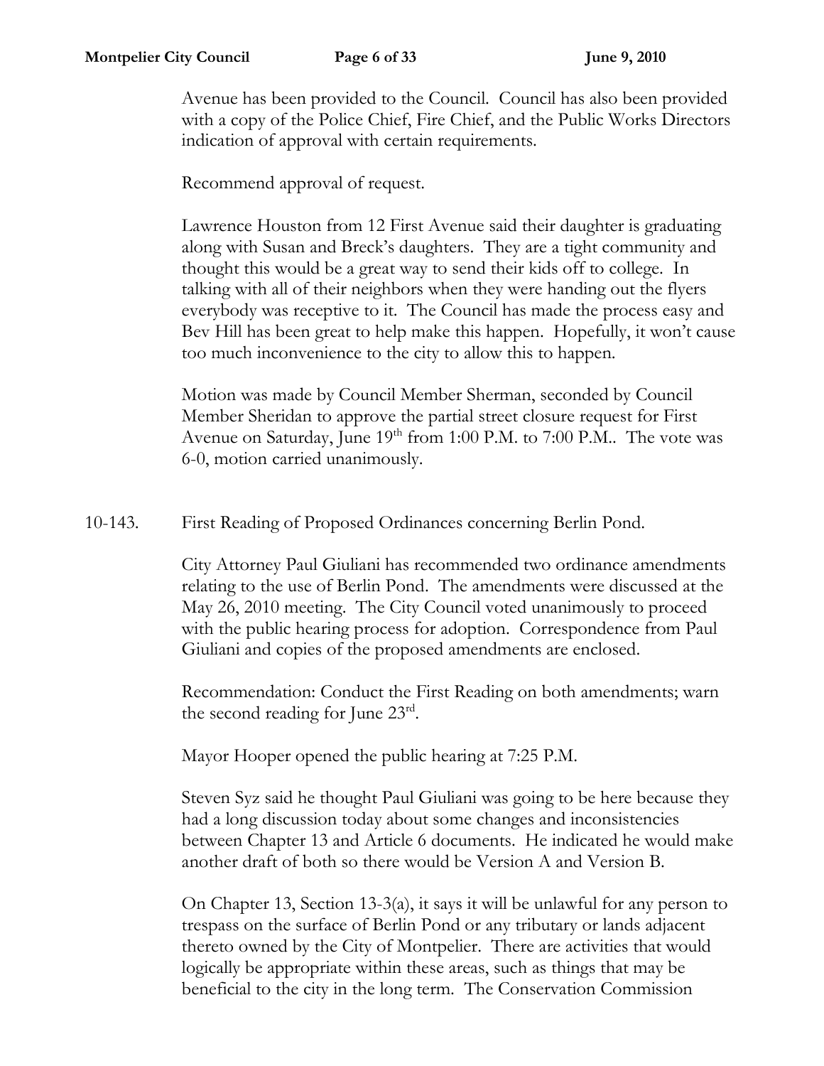Avenue has been provided to the Council. Council has also been provided with a copy of the Police Chief, Fire Chief, and the Public Works Directors indication of approval with certain requirements.

Recommend approval of request.

Lawrence Houston from 12 First Avenue said their daughter is graduating along with Susan and Breck's daughters. They are a tight community and thought this would be a great way to send their kids off to college. In talking with all of their neighbors when they were handing out the flyers everybody was receptive to it. The Council has made the process easy and Bev Hill has been great to help make this happen. Hopefully, it won't cause too much inconvenience to the city to allow this to happen.

Motion was made by Council Member Sherman, seconded by Council Member Sheridan to approve the partial street closure request for First Avenue on Saturday, June 19th from 1:00 P.M. to 7:00 P.M.. The vote was 6-0, motion carried unanimously.

10-143. First Reading of Proposed Ordinances concerning Berlin Pond.

City Attorney Paul Giuliani has recommended two ordinance amendments relating to the use of Berlin Pond. The amendments were discussed at the May 26, 2010 meeting. The City Council voted unanimously to proceed with the public hearing process for adoption. Correspondence from Paul Giuliani and copies of the proposed amendments are enclosed.

Recommendation: Conduct the First Reading on both amendments; warn the second reading for June 23rd.

Mayor Hooper opened the public hearing at 7:25 P.M.

Steven Syz said he thought Paul Giuliani was going to be here because they had a long discussion today about some changes and inconsistencies between Chapter 13 and Article 6 documents. He indicated he would make another draft of both so there would be Version A and Version B.

On Chapter 13, Section 13-3(a), it says it will be unlawful for any person to trespass on the surface of Berlin Pond or any tributary or lands adjacent thereto owned by the City of Montpelier. There are activities that would logically be appropriate within these areas, such as things that may be beneficial to the city in the long term. The Conservation Commission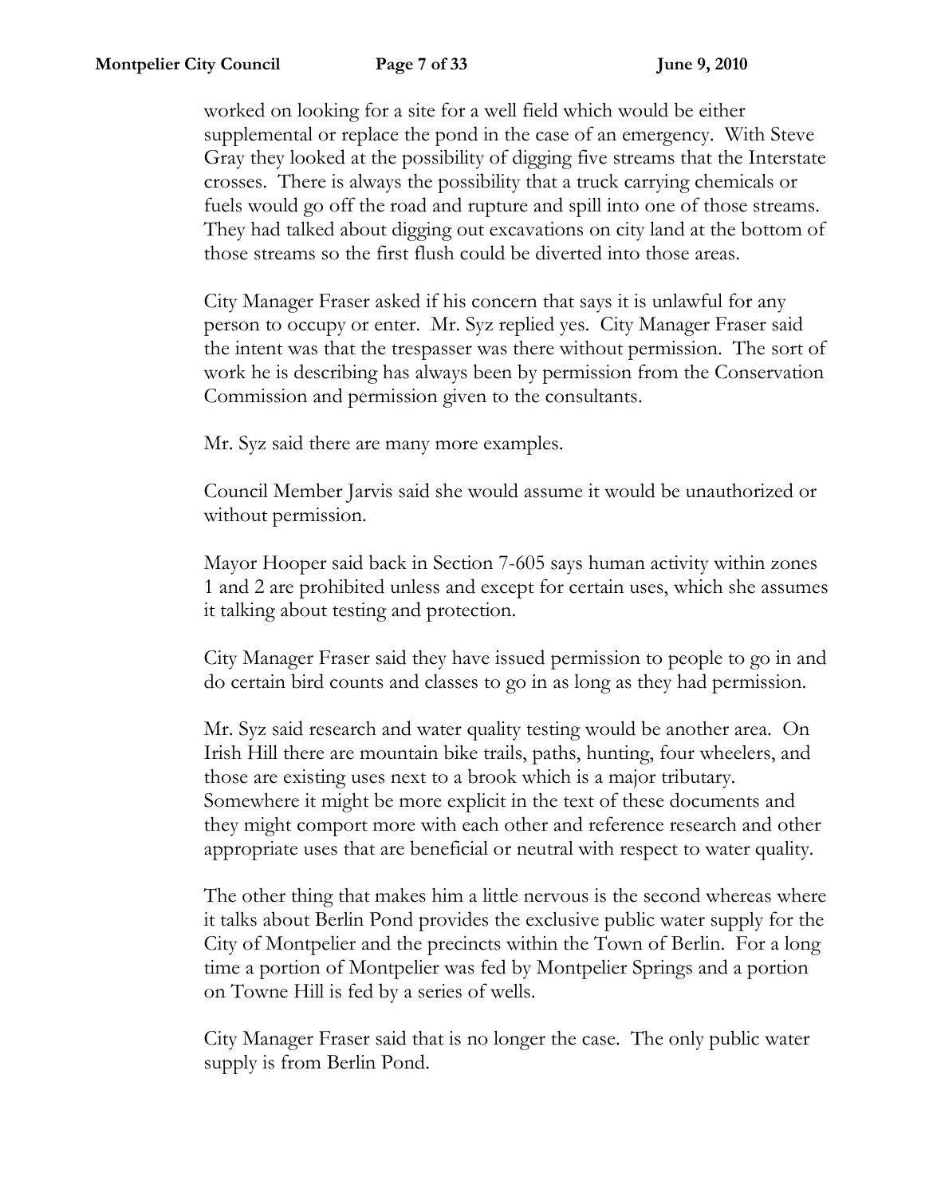worked on looking for a site for a well field which would be either supplemental or replace the pond in the case of an emergency. With Steve Gray they looked at the possibility of digging five streams that the Interstate crosses. There is always the possibility that a truck carrying chemicals or fuels would go off the road and rupture and spill into one of those streams. They had talked about digging out excavations on city land at the bottom of those streams so the first flush could be diverted into those areas.

City Manager Fraser asked if his concern that says it is unlawful for any person to occupy or enter. Mr. Syz replied yes. City Manager Fraser said the intent was that the trespasser was there without permission. The sort of work he is describing has always been by permission from the Conservation Commission and permission given to the consultants.

Mr. Syz said there are many more examples.

Council Member Jarvis said she would assume it would be unauthorized or without permission.

Mayor Hooper said back in Section 7-605 says human activity within zones 1 and 2 are prohibited unless and except for certain uses, which she assumes it talking about testing and protection.

City Manager Fraser said they have issued permission to people to go in and do certain bird counts and classes to go in as long as they had permission.

Mr. Syz said research and water quality testing would be another area. On Irish Hill there are mountain bike trails, paths, hunting, four wheelers, and those are existing uses next to a brook which is a major tributary. Somewhere it might be more explicit in the text of these documents and they might comport more with each other and reference research and other appropriate uses that are beneficial or neutral with respect to water quality.

The other thing that makes him a little nervous is the second whereas where it talks about Berlin Pond provides the exclusive public water supply for the City of Montpelier and the precincts within the Town of Berlin. For a long time a portion of Montpelier was fed by Montpelier Springs and a portion on Towne Hill is fed by a series of wells.

City Manager Fraser said that is no longer the case. The only public water supply is from Berlin Pond.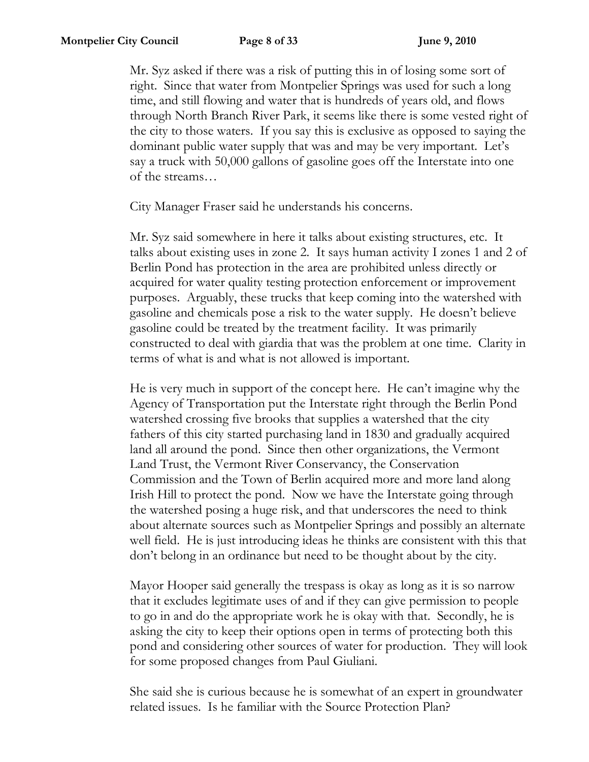Mr. Syz asked if there was a risk of putting this in of losing some sort of right. Since that water from Montpelier Springs was used for such a long time, and still flowing and water that is hundreds of years old, and flows through North Branch River Park, it seems like there is some vested right of the city to those waters. If you say this is exclusive as opposed to saying the dominant public water supply that was and may be very important. Let's say a truck with 50,000 gallons of gasoline goes off the Interstate into one of the streams…

City Manager Fraser said he understands his concerns.

Mr. Syz said somewhere in here it talks about existing structures, etc. It talks about existing uses in zone 2. It says human activity I zones 1 and 2 of Berlin Pond has protection in the area are prohibited unless directly or acquired for water quality testing protection enforcement or improvement purposes. Arguably, these trucks that keep coming into the watershed with gasoline and chemicals pose a risk to the water supply. He doesn't believe gasoline could be treated by the treatment facility. It was primarily constructed to deal with giardia that was the problem at one time. Clarity in terms of what is and what is not allowed is important.

He is very much in support of the concept here. He can't imagine why the Agency of Transportation put the Interstate right through the Berlin Pond watershed crossing five brooks that supplies a watershed that the city fathers of this city started purchasing land in 1830 and gradually acquired land all around the pond. Since then other organizations, the Vermont Land Trust, the Vermont River Conservancy, the Conservation Commission and the Town of Berlin acquired more and more land along Irish Hill to protect the pond. Now we have the Interstate going through the watershed posing a huge risk, and that underscores the need to think about alternate sources such as Montpelier Springs and possibly an alternate well field. He is just introducing ideas he thinks are consistent with this that don't belong in an ordinance but need to be thought about by the city.

Mayor Hooper said generally the trespass is okay as long as it is so narrow that it excludes legitimate uses of and if they can give permission to people to go in and do the appropriate work he is okay with that. Secondly, he is asking the city to keep their options open in terms of protecting both this pond and considering other sources of water for production. They will look for some proposed changes from Paul Giuliani.

She said she is curious because he is somewhat of an expert in groundwater related issues. Is he familiar with the Source Protection Plan?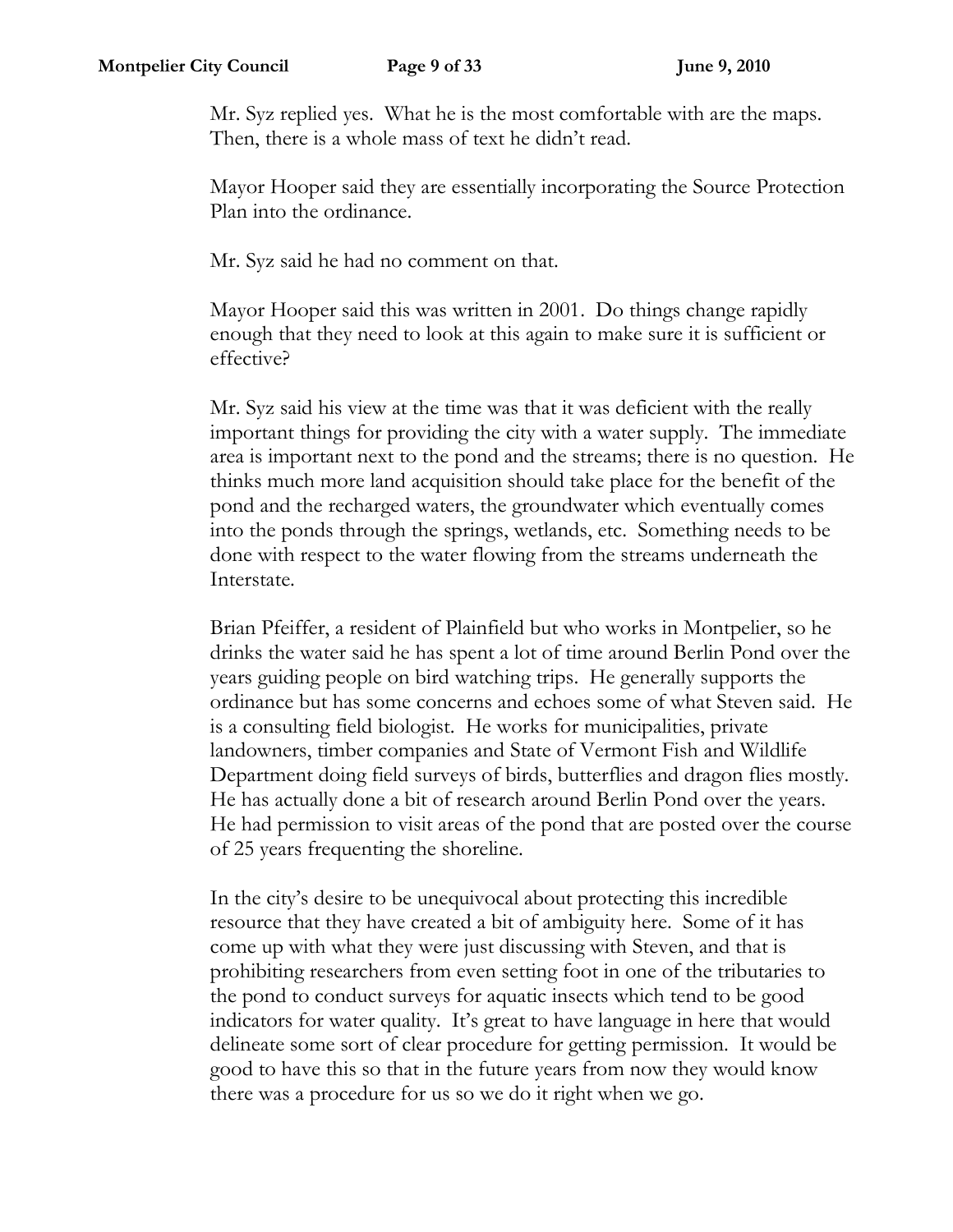Mr. Syz replied yes. What he is the most comfortable with are the maps. Then, there is a whole mass of text he didn't read.

Mayor Hooper said they are essentially incorporating the Source Protection Plan into the ordinance.

Mr. Syz said he had no comment on that.

Mayor Hooper said this was written in 2001. Do things change rapidly enough that they need to look at this again to make sure it is sufficient or effective?

Mr. Syz said his view at the time was that it was deficient with the really important things for providing the city with a water supply. The immediate area is important next to the pond and the streams; there is no question. He thinks much more land acquisition should take place for the benefit of the pond and the recharged waters, the groundwater which eventually comes into the ponds through the springs, wetlands, etc. Something needs to be done with respect to the water flowing from the streams underneath the Interstate.

Brian Pfeiffer, a resident of Plainfield but who works in Montpelier, so he drinks the water said he has spent a lot of time around Berlin Pond over the years guiding people on bird watching trips. He generally supports the ordinance but has some concerns and echoes some of what Steven said. He is a consulting field biologist. He works for municipalities, private landowners, timber companies and State of Vermont Fish and Wildlife Department doing field surveys of birds, butterflies and dragon flies mostly. He has actually done a bit of research around Berlin Pond over the years. He had permission to visit areas of the pond that are posted over the course of 25 years frequenting the shoreline.

In the city's desire to be unequivocal about protecting this incredible resource that they have created a bit of ambiguity here. Some of it has come up with what they were just discussing with Steven, and that is prohibiting researchers from even setting foot in one of the tributaries to the pond to conduct surveys for aquatic insects which tend to be good indicators for water quality. It's great to have language in here that would delineate some sort of clear procedure for getting permission. It would be good to have this so that in the future years from now they would know there was a procedure for us so we do it right when we go.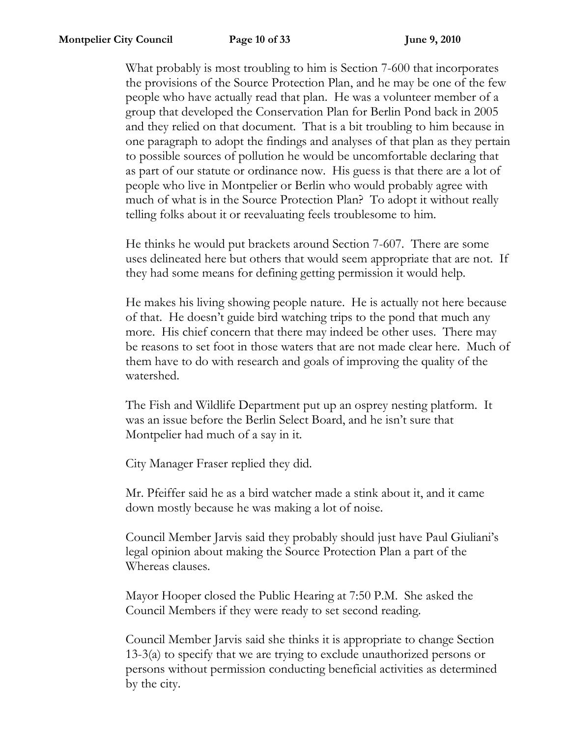What probably is most troubling to him is Section 7-600 that incorporates the provisions of the Source Protection Plan, and he may be one of the few people who have actually read that plan. He was a volunteer member of a group that developed the Conservation Plan for Berlin Pond back in 2005 and they relied on that document. That is a bit troubling to him because in one paragraph to adopt the findings and analyses of that plan as they pertain to possible sources of pollution he would be uncomfortable declaring that as part of our statute or ordinance now. His guess is that there are a lot of people who live in Montpelier or Berlin who would probably agree with much of what is in the Source Protection Plan? To adopt it without really telling folks about it or reevaluating feels troublesome to him.

He thinks he would put brackets around Section 7-607. There are some uses delineated here but others that would seem appropriate that are not. If they had some means for defining getting permission it would help.

He makes his living showing people nature. He is actually not here because of that. He doesn't guide bird watching trips to the pond that much any more. His chief concern that there may indeed be other uses. There may be reasons to set foot in those waters that are not made clear here. Much of them have to do with research and goals of improving the quality of the watershed.

The Fish and Wildlife Department put up an osprey nesting platform. It was an issue before the Berlin Select Board, and he isn't sure that Montpelier had much of a say in it.

City Manager Fraser replied they did.

Mr. Pfeiffer said he as a bird watcher made a stink about it, and it came down mostly because he was making a lot of noise.

Council Member Jarvis said they probably should just have Paul Giuliani's legal opinion about making the Source Protection Plan a part of the Whereas clauses.

Mayor Hooper closed the Public Hearing at 7:50 P.M. She asked the Council Members if they were ready to set second reading.

Council Member Jarvis said she thinks it is appropriate to change Section 13-3(a) to specify that we are trying to exclude unauthorized persons or persons without permission conducting beneficial activities as determined by the city.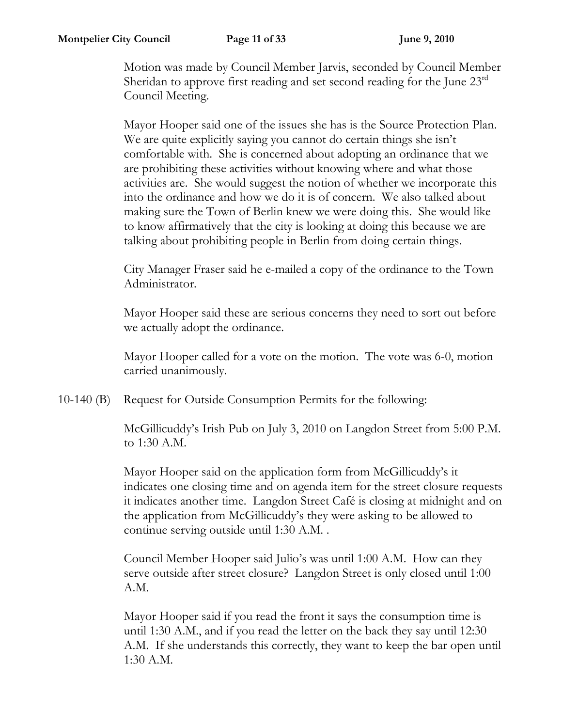Motion was made by Council Member Jarvis, seconded by Council Member Sheridan to approve first reading and set second reading for the June 23rd Council Meeting.

Mayor Hooper said one of the issues she has is the Source Protection Plan. We are quite explicitly saying you cannot do certain things she isn't comfortable with. She is concerned about adopting an ordinance that we are prohibiting these activities without knowing where and what those activities are. She would suggest the notion of whether we incorporate this into the ordinance and how we do it is of concern. We also talked about making sure the Town of Berlin knew we were doing this. She would like to know affirmatively that the city is looking at doing this because we are talking about prohibiting people in Berlin from doing certain things.

City Manager Fraser said he e-mailed a copy of the ordinance to the Town Administrator.

Mayor Hooper said these are serious concerns they need to sort out before we actually adopt the ordinance.

Mayor Hooper called for a vote on the motion. The vote was 6-0, motion carried unanimously.

10-140 (B) Request for Outside Consumption Permits for the following:

McGillicuddy's Irish Pub on July 3, 2010 on Langdon Street from 5:00 P.M. to 1:30 A.M.

Mayor Hooper said on the application form from McGillicuddy's it indicates one closing time and on agenda item for the street closure requests it indicates another time. Langdon Street Café is closing at midnight and on the application from McGillicuddy's they were asking to be allowed to continue serving outside until 1:30 A.M. .

Council Member Hooper said Julio's was until 1:00 A.M. How can they serve outside after street closure? Langdon Street is only closed until 1:00 A.M.

Mayor Hooper said if you read the front it says the consumption time is until 1:30 A.M., and if you read the letter on the back they say until 12:30 A.M. If she understands this correctly, they want to keep the bar open until 1:30 A.M.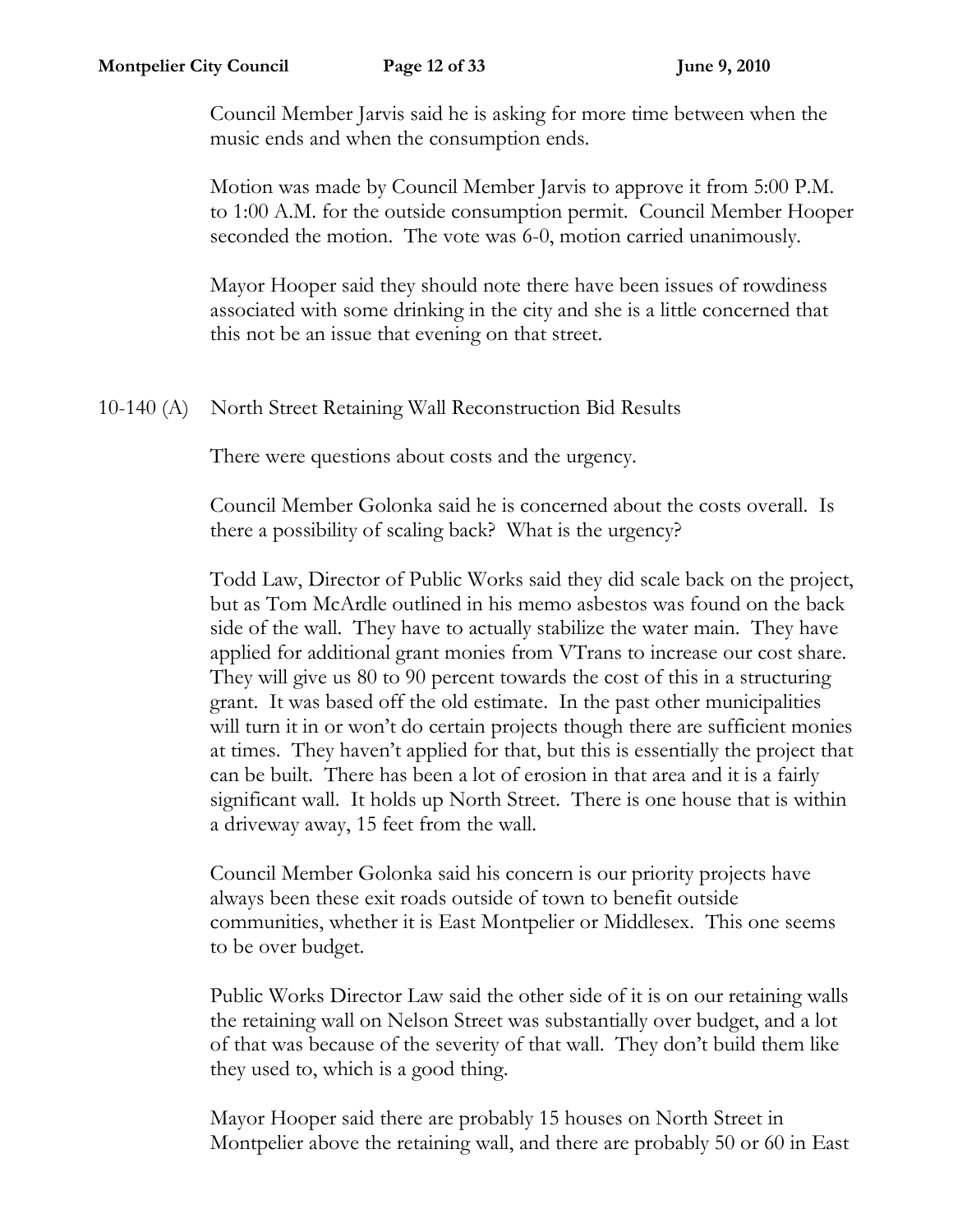Council Member Jarvis said he is asking for more time between when the music ends and when the consumption ends.

Motion was made by Council Member Jarvis to approve it from 5:00 P.M. to 1:00 A.M. for the outside consumption permit. Council Member Hooper seconded the motion. The vote was 6-0, motion carried unanimously.

Mayor Hooper said they should note there have been issues of rowdiness associated with some drinking in the city and she is a little concerned that this not be an issue that evening on that street.

10-140 (A) North Street Retaining Wall Reconstruction Bid Results

There were questions about costs and the urgency.

Council Member Golonka said he is concerned about the costs overall. Is there a possibility of scaling back? What is the urgency?

Todd Law, Director of Public Works said they did scale back on the project, but as Tom McArdle outlined in his memo asbestos was found on the back side of the wall. They have to actually stabilize the water main. They have applied for additional grant monies from VTrans to increase our cost share. They will give us 80 to 90 percent towards the cost of this in a structuring grant. It was based off the old estimate. In the past other municipalities will turn it in or won't do certain projects though there are sufficient monies at times. They haven't applied for that, but this is essentially the project that can be built. There has been a lot of erosion in that area and it is a fairly significant wall. It holds up North Street. There is one house that is within a driveway away, 15 feet from the wall.

Council Member Golonka said his concern is our priority projects have always been these exit roads outside of town to benefit outside communities, whether it is East Montpelier or Middlesex. This one seems to be over budget.

Public Works Director Law said the other side of it is on our retaining walls the retaining wall on Nelson Street was substantially over budget, and a lot of that was because of the severity of that wall. They don't build them like they used to, which is a good thing.

Mayor Hooper said there are probably 15 houses on North Street in Montpelier above the retaining wall, and there are probably 50 or 60 in East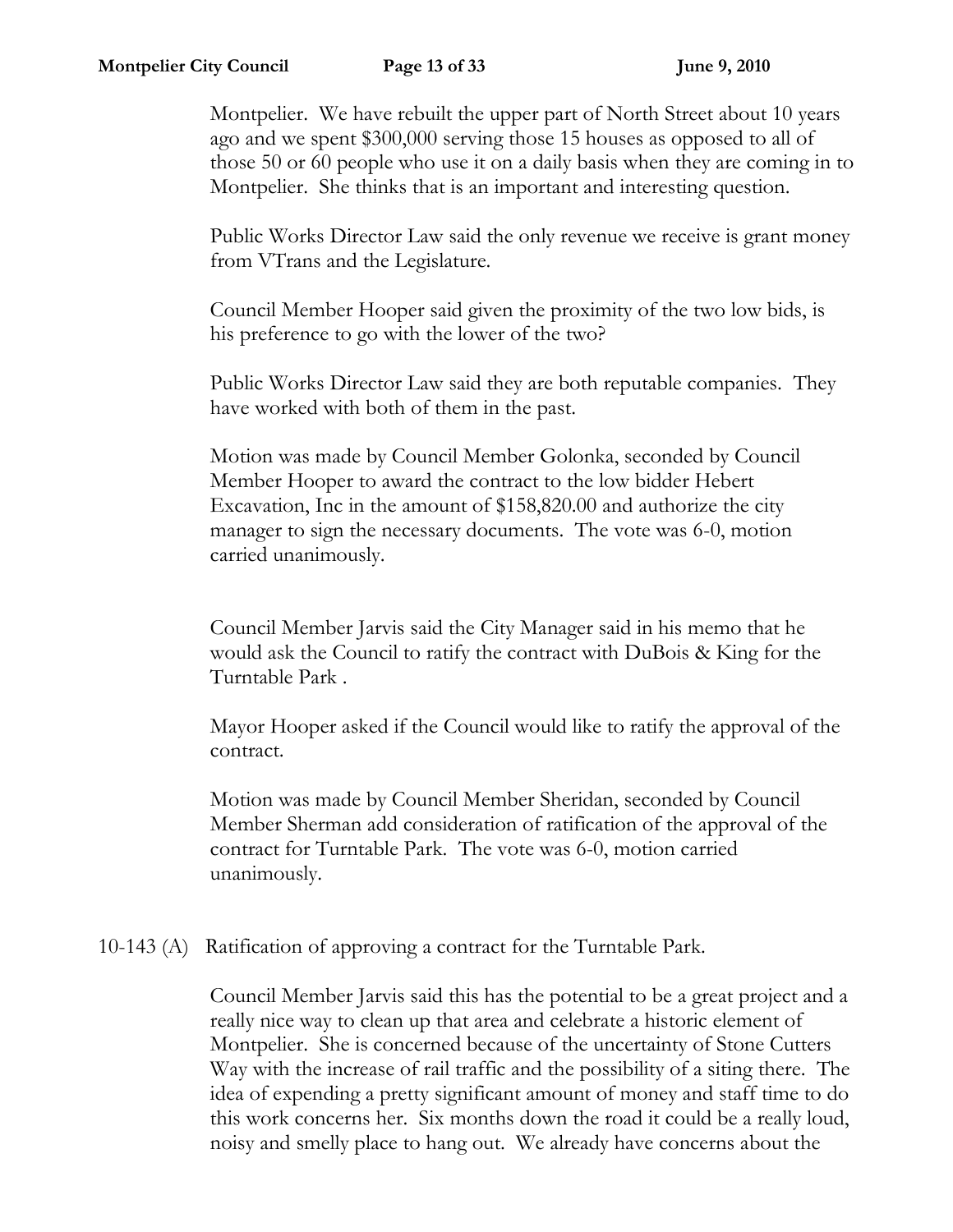Montpelier. We have rebuilt the upper part of North Street about 10 years ago and we spent $300,000 serving those 15 houses as opposed to all of those 50 or 60 people who use it on a daily basis when they are coming in to Montpelier. She thinks that is an important and interesting question.

Public Works Director Law said the only revenue we receive is grant money from VTrans and the Legislature.

Council Member Hooper said given the proximity of the two low bids, is his preference to go with the lower of the two?

Public Works Director Law said they are both reputable companies. They have worked with both of them in the past.

Motion was made by Council Member Golonka, seconded by Council Member Hooper to award the contract to the low bidder Hebert Excavation, Inc in the amount of $158,820.00 and authorize the city manager to sign the necessary documents. The vote was 6-0, motion carried unanimously.

Council Member Jarvis said the City Manager said in his memo that he would ask the Council to ratify the contract with DuBois & King for the Turntable Park .

Mayor Hooper asked if the Council would like to ratify the approval of the contract.

Motion was made by Council Member Sheridan, seconded by Council Member Sherman add consideration of ratification of the approval of the contract for Turntable Park. The vote was 6-0, motion carried unanimously.

10-143 (A) Ratification of approving a contract for the Turntable Park.

Council Member Jarvis said this has the potential to be a great project and a really nice way to clean up that area and celebrate a historic element of Montpelier. She is concerned because of the uncertainty of Stone Cutters Way with the increase of rail traffic and the possibility of a siting there. The idea of expending a pretty significant amount of money and staff time to do this work concerns her. Six months down the road it could be a really loud, noisy and smelly place to hang out. We already have concerns about the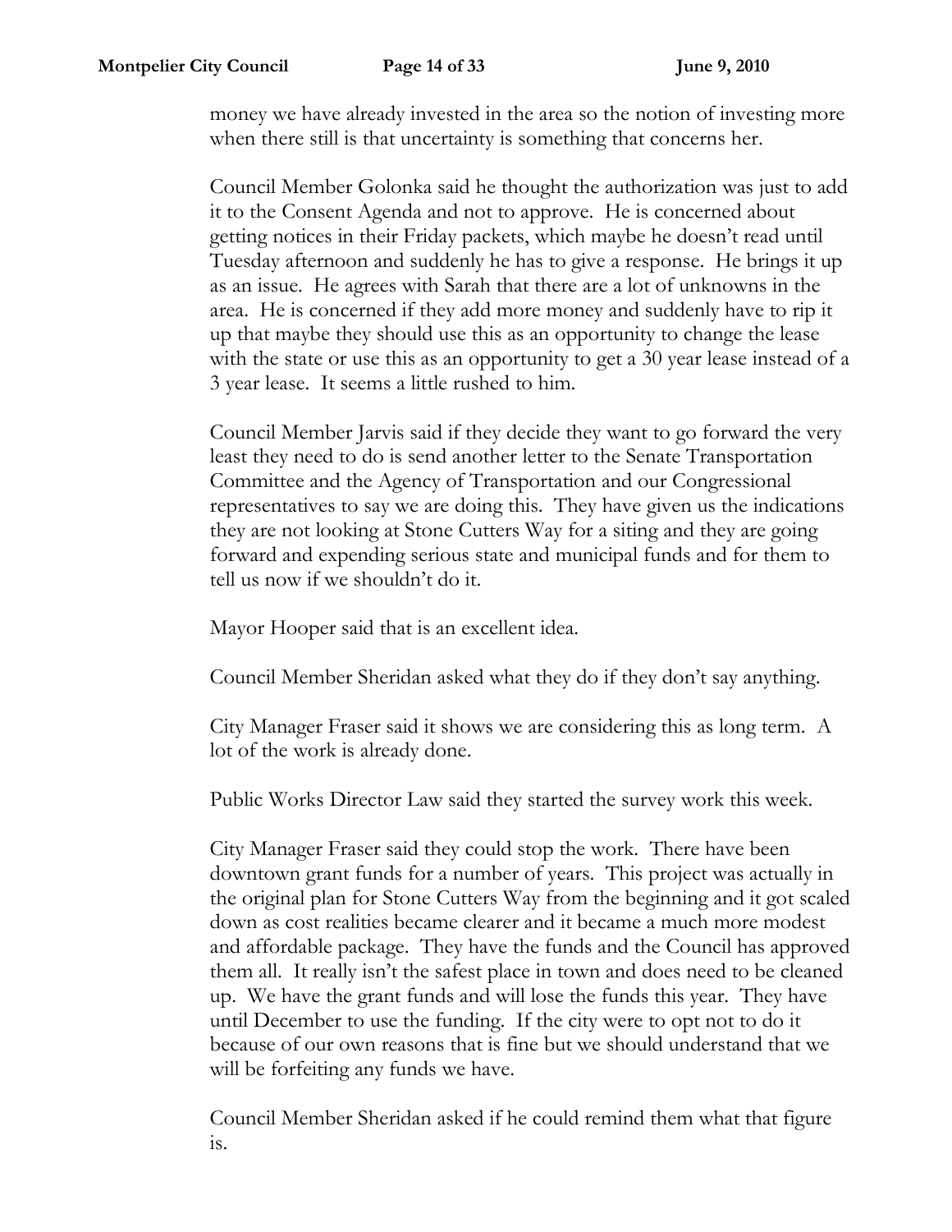money we have already invested in the area so the notion of investing more when there still is that uncertainty is something that concerns her.

Council Member Golonka said he thought the authorization was just to add it to the Consent Agenda and not to approve. He is concerned about getting notices in their Friday packets, which maybe he doesn't read until Tuesday afternoon and suddenly he has to give a response. He brings it up as an issue. He agrees with Sarah that there are a lot of unknowns in the area. He is concerned if they add more money and suddenly have to rip it up that maybe they should use this as an opportunity to change the lease with the state or use this as an opportunity to get a 30 year lease instead of a 3 year lease. It seems a little rushed to him.

Council Member Jarvis said if they decide they want to go forward the very least they need to do is send another letter to the Senate Transportation Committee and the Agency of Transportation and our Congressional representatives to say we are doing this. They have given us the indications they are not looking at Stone Cutters Way for a siting and they are going forward and expending serious state and municipal funds and for them to tell us now if we shouldn't do it.

Mayor Hooper said that is an excellent idea.

Council Member Sheridan asked what they do if they don't say anything.

City Manager Fraser said it shows we are considering this as long term. A lot of the work is already done.

Public Works Director Law said they started the survey work this week.

City Manager Fraser said they could stop the work. There have been downtown grant funds for a number of years. This project was actually in the original plan for Stone Cutters Way from the beginning and it got scaled down as cost realities became clearer and it became a much more modest and affordable package. They have the funds and the Council has approved them all. It really isn't the safest place in town and does need to be cleaned up. We have the grant funds and will lose the funds this year. They have until December to use the funding. If the city were to opt not to do it because of our own reasons that is fine but we should understand that we will be forfeiting any funds we have.

Council Member Sheridan asked if he could remind them what that figure is.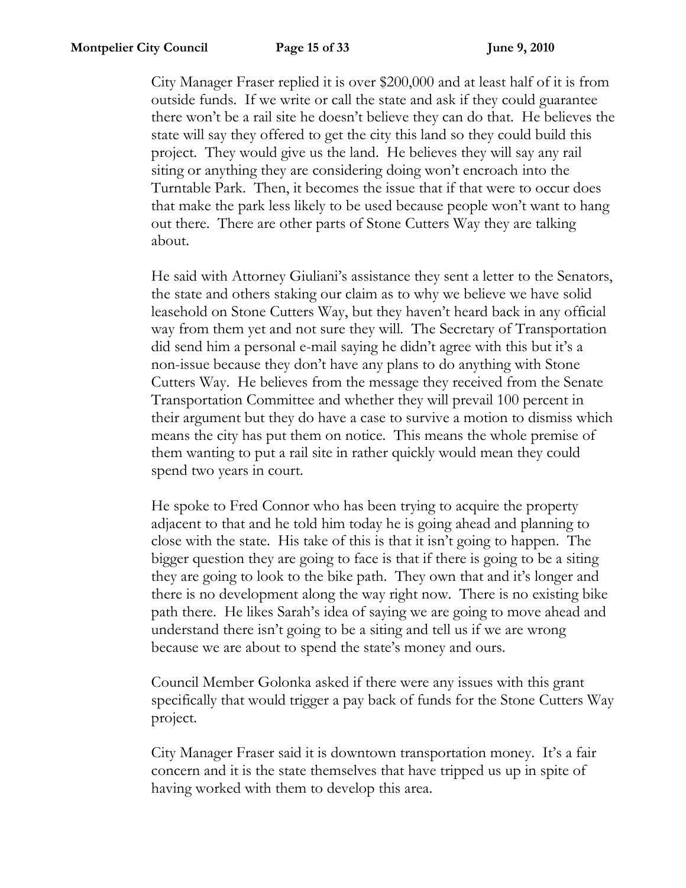City Manager Fraser replied it is over $200,000 and at least half of it is from outside funds. If we write or call the state and ask if they could guarantee there won't be a rail site he doesn't believe they can do that. He believes the state will say they offered to get the city this land so they could build this project. They would give us the land. He believes they will say any rail siting or anything they are considering doing won't encroach into the Turntable Park. Then, it becomes the issue that if that were to occur does that make the park less likely to be used because people won't want to hang out there. There are other parts of Stone Cutters Way they are talking about.

He said with Attorney Giuliani's assistance they sent a letter to the Senators, the state and others staking our claim as to why we believe we have solid leasehold on Stone Cutters Way, but they haven't heard back in any official way from them yet and not sure they will. The Secretary of Transportation did send him a personal e-mail saying he didn't agree with this but it's a non-issue because they don't have any plans to do anything with Stone Cutters Way. He believes from the message they received from the Senate Transportation Committee and whether they will prevail 100 percent in their argument but they do have a case to survive a motion to dismiss which means the city has put them on notice. This means the whole premise of them wanting to put a rail site in rather quickly would mean they could spend two years in court.

He spoke to Fred Connor who has been trying to acquire the property adjacent to that and he told him today he is going ahead and planning to close with the state. His take of this is that it isn't going to happen. The bigger question they are going to face is that if there is going to be a siting they are going to look to the bike path. They own that and it's longer and there is no development along the way right now. There is no existing bike path there. He likes Sarah's idea of saying we are going to move ahead and understand there isn't going to be a siting and tell us if we are wrong because we are about to spend the state's money and ours.

Council Member Golonka asked if there were any issues with this grant specifically that would trigger a pay back of funds for the Stone Cutters Way project.

City Manager Fraser said it is downtown transportation money. It's a fair concern and it is the state themselves that have tripped us up in spite of having worked with them to develop this area.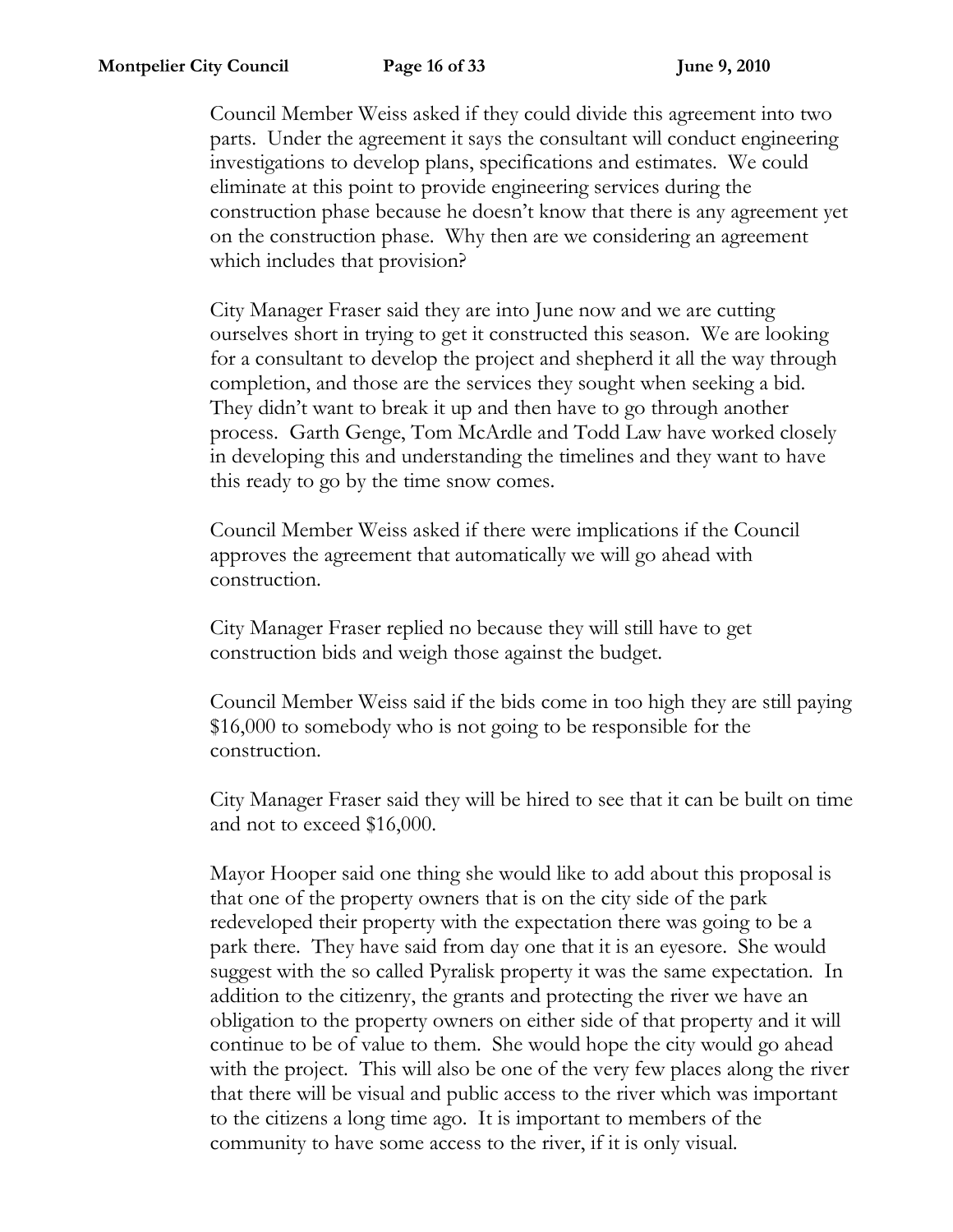Council Member Weiss asked if they could divide this agreement into two parts. Under the agreement it says the consultant will conduct engineering investigations to develop plans, specifications and estimates. We could eliminate at this point to provide engineering services during the construction phase because he doesn't know that there is any agreement yet on the construction phase. Why then are we considering an agreement which includes that provision?

City Manager Fraser said they are into June now and we are cutting ourselves short in trying to get it constructed this season. We are looking for a consultant to develop the project and shepherd it all the way through completion, and those are the services they sought when seeking a bid. They didn't want to break it up and then have to go through another process. Garth Genge, Tom McArdle and Todd Law have worked closely in developing this and understanding the timelines and they want to have this ready to go by the time snow comes.

Council Member Weiss asked if there were implications if the Council approves the agreement that automatically we will go ahead with construction.

City Manager Fraser replied no because they will still have to get construction bids and weigh those against the budget.

Council Member Weiss said if the bids come in too high they are still paying $16,000 to somebody who is not going to be responsible for the construction.

City Manager Fraser said they will be hired to see that it can be built on time and not to exceed $16,000.

Mayor Hooper said one thing she would like to add about this proposal is that one of the property owners that is on the city side of the park redeveloped their property with the expectation there was going to be a park there. They have said from day one that it is an eyesore. She would suggest with the so called Pyralisk property it was the same expectation. In addition to the citizenry, the grants and protecting the river we have an obligation to the property owners on either side of that property and it will continue to be of value to them. She would hope the city would go ahead with the project. This will also be one of the very few places along the river that there will be visual and public access to the river which was important to the citizens a long time ago. It is important to members of the community to have some access to the river, if it is only visual.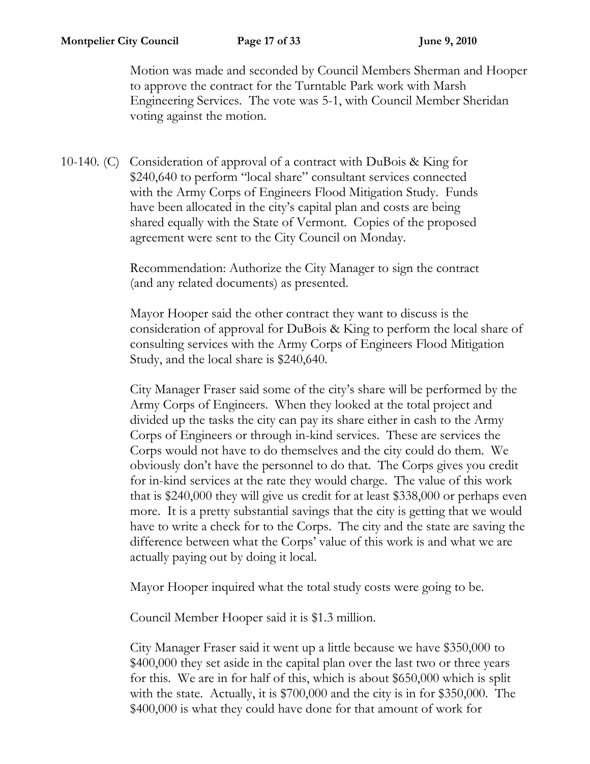Motion was made and seconded by Council Members Sherman and Hooper to approve the contract for the Turntable Park work with Marsh Engineering Services. The vote was 5-1, with Council Member Sheridan voting against the motion.

10-140. (C) Consideration of approval of a contract with DuBois & King for $240,640 to perform "local share" consultant services connected with the Army Corps of Engineers Flood Mitigation Study. Funds have been allocated in the city's capital plan and costs are being shared equally with the State of Vermont. Copies of the proposed agreement were sent to the City Council on Monday.

Recommendation: Authorize the City Manager to sign the contract (and any related documents) as presented.

Mayor Hooper said the other contract they want to discuss is the consideration of approval for DuBois & King to perform the local share of consulting services with the Army Corps of Engineers Flood Mitigation Study, and the local share is $240,640.

City Manager Fraser said some of the city's share will be performed by the Army Corps of Engineers. When they looked at the total project and divided up the tasks the city can pay its share either in cash to the Army Corps of Engineers or through in-kind services. These are services the Corps would not have to do themselves and the city could do them. We obviously don't have the personnel to do that. The Corps gives you credit for in-kind services at the rate they would charge. The value of this work that is $240,000 they will give us credit for at least $338,000 or perhaps even more. It is a pretty substantial savings that the city is getting that we would have to write a check for to the Corps. The city and the state are saving the difference between what the Corps' value of this work is and what we are actually paying out by doing it local.

Mayor Hooper inquired what the total study costs were going to be.

Council Member Hooper said it is $1.3 million.

City Manager Fraser said it went up a little because we have $350,000 to $400,000 they set aside in the capital plan over the last two or three years for this. We are in for half of this, which is about $650,000 which is split with the state. Actually, it is $700,000 and the city is in for $350,000. The $400,000 is what they could have done for that amount of work for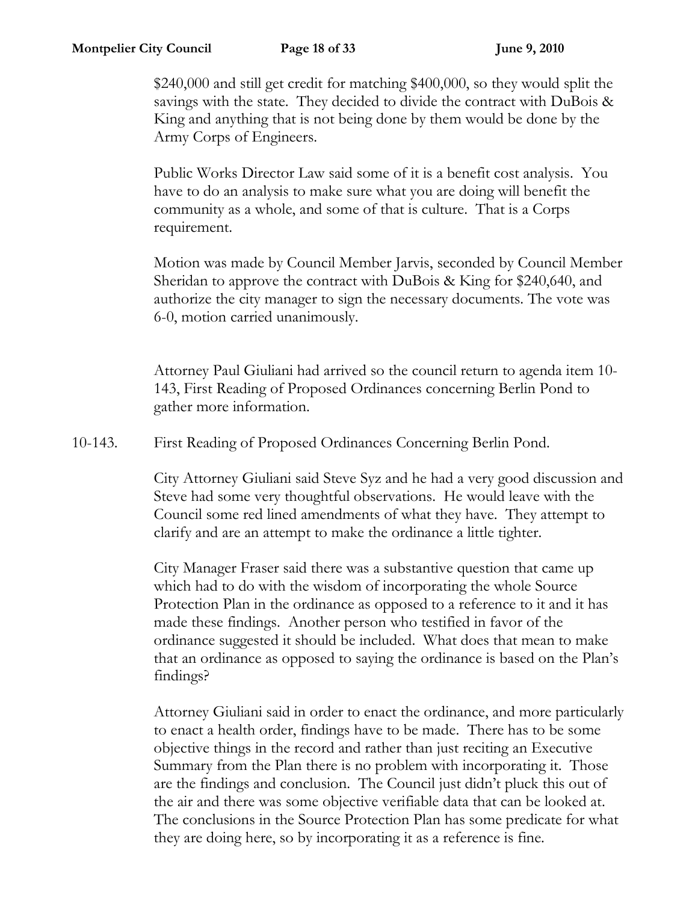$240,000 and still get credit for matching $400,000, so they would split the savings with the state. They decided to divide the contract with DuBois & King and anything that is not being done by them would be done by the Army Corps of Engineers.

Public Works Director Law said some of it is a benefit cost analysis. You have to do an analysis to make sure what you are doing will benefit the community as a whole, and some of that is culture. That is a Corps requirement.

Motion was made by Council Member Jarvis, seconded by Council Member Sheridan to approve the contract with DuBois & King for $240,640, and authorize the city manager to sign the necessary documents. The vote was 6-0, motion carried unanimously.

Attorney Paul Giuliani had arrived so the council return to agenda item 10-143, First Reading of Proposed Ordinances concerning Berlin Pond to gather more information.

10-143. First Reading of Proposed Ordinances Concerning Berlin Pond.

City Attorney Giuliani said Steve Syz and he had a very good discussion and Steve had some very thoughtful observations. He would leave with the Council some red lined amendments of what they have. They attempt to clarify and are an attempt to make the ordinance a little tighter.

City Manager Fraser said there was a substantive question that came up which had to do with the wisdom of incorporating the whole Source Protection Plan in the ordinance as opposed to a reference to it and it has made these findings. Another person who testified in favor of the ordinance suggested it should be included. What does that mean to make that an ordinance as opposed to saying the ordinance is based on the Plan's findings?

Attorney Giuliani said in order to enact the ordinance, and more particularly to enact a health order, findings have to be made. There has to be some objective things in the record and rather than just reciting an Executive Summary from the Plan there is no problem with incorporating it. Those are the findings and conclusion. The Council just didn't pluck this out of the air and there was some objective verifiable data that can be looked at. The conclusions in the Source Protection Plan has some predicate for what they are doing here, so by incorporating it as a reference is fine.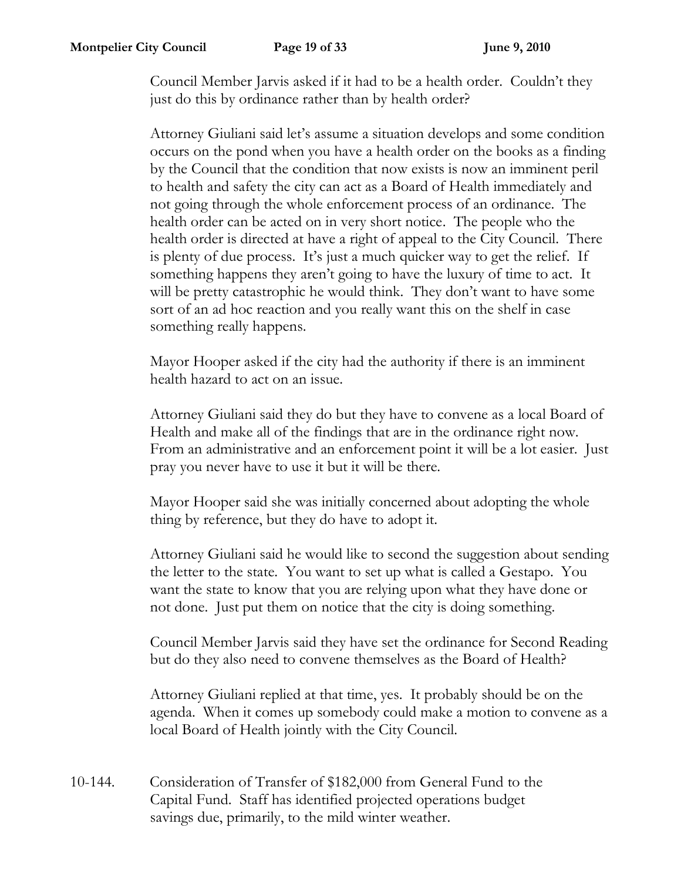Council Member Jarvis asked if it had to be a health order. Couldn't they just do this by ordinance rather than by health order?

Attorney Giuliani said let's assume a situation develops and some condition occurs on the pond when you have a health order on the books as a finding by the Council that the condition that now exists is now an imminent peril to health and safety the city can act as a Board of Health immediately and not going through the whole enforcement process of an ordinance. The health order can be acted on in very short notice. The people who the health order is directed at have a right of appeal to the City Council. There is plenty of due process. It's just a much quicker way to get the relief. If something happens they aren't going to have the luxury of time to act. It will be pretty catastrophic he would think. They don't want to have some sort of an ad hoc reaction and you really want this on the shelf in case something really happens.

Mayor Hooper asked if the city had the authority if there is an imminent health hazard to act on an issue.

Attorney Giuliani said they do but they have to convene as a local Board of Health and make all of the findings that are in the ordinance right now. From an administrative and an enforcement point it will be a lot easier. Just pray you never have to use it but it will be there.

Mayor Hooper said she was initially concerned about adopting the whole thing by reference, but they do have to adopt it.

Attorney Giuliani said he would like to second the suggestion about sending the letter to the state. You want to set up what is called a Gestapo. You want the state to know that you are relying upon what they have done or not done. Just put them on notice that the city is doing something.

Council Member Jarvis said they have set the ordinance for Second Reading but do they also need to convene themselves as the Board of Health?

Attorney Giuliani replied at that time, yes. It probably should be on the agenda. When it comes up somebody could make a motion to convene as a local Board of Health jointly with the City Council.

10-144. Consideration of Transfer of $182,000 from General Fund to the Capital Fund. Staff has identified projected operations budget savings due, primarily, to the mild winter weather.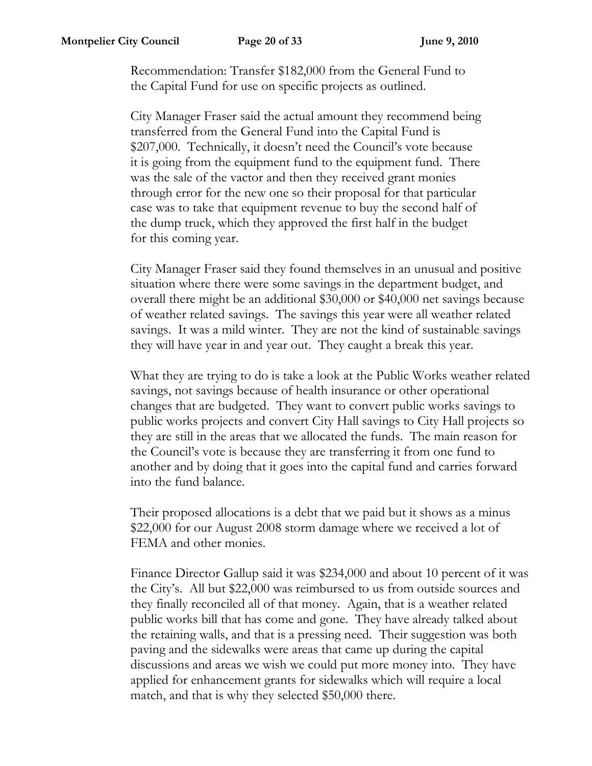Recommendation: Transfer $182,000 from the General Fund to the Capital Fund for use on specific projects as outlined.

City Manager Fraser said the actual amount they recommend being transferred from the General Fund into the Capital Fund is $207,000. Technically, it doesn't need the Council's vote because it is going from the equipment fund to the equipment fund. There was the sale of the vactor and then they received grant monies through error for the new one so their proposal for that particular case was to take that equipment revenue to buy the second half of the dump truck, which they approved the first half in the budget for this coming year.

City Manager Fraser said they found themselves in an unusual and positive situation where there were some savings in the department budget, and overall there might be an additional $30,000 or $40,000 net savings because of weather related savings. The savings this year were all weather related savings. It was a mild winter. They are not the kind of sustainable savings they will have year in and year out. They caught a break this year.

What they are trying to do is take a look at the Public Works weather related savings, not savings because of health insurance or other operational changes that are budgeted. They want to convert public works savings to public works projects and convert City Hall savings to City Hall projects so they are still in the areas that we allocated the funds. The main reason for the Council's vote is because they are transferring it from one fund to another and by doing that it goes into the capital fund and carries forward into the fund balance.

Their proposed allocations is a debt that we paid but it shows as a minus $22,000 for our August 2008 storm damage where we received a lot of FEMA and other monies.

Finance Director Gallup said it was $234,000 and about 10 percent of it was the City's. All but $22,000 was reimbursed to us from outside sources and they finally reconciled all of that money. Again, that is a weather related public works bill that has come and gone. They have already talked about the retaining walls, and that is a pressing need. Their suggestion was both paving and the sidewalks were areas that came up during the capital discussions and areas we wish we could put more money into. They have applied for enhancement grants for sidewalks which will require a local match, and that is why they selected $50,000 there.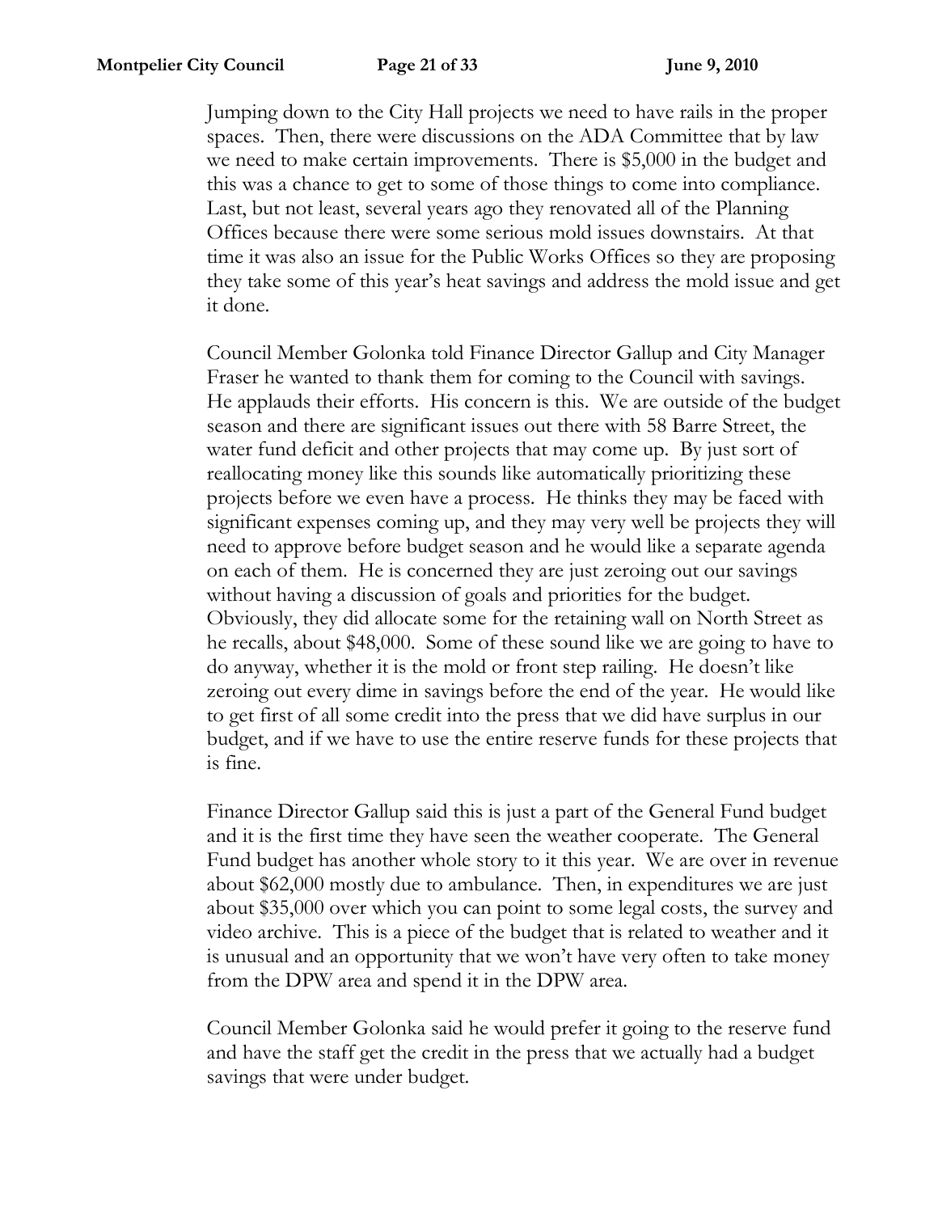Jumping down to the City Hall projects we need to have rails in the proper spaces. Then, there were discussions on the ADA Committee that by law we need to make certain improvements. There is $5,000 in the budget and this was a chance to get to some of those things to come into compliance. Last, but not least, several years ago they renovated all of the Planning Offices because there were some serious mold issues downstairs. At that time it was also an issue for the Public Works Offices so they are proposing they take some of this year's heat savings and address the mold issue and get it done.

Council Member Golonka told Finance Director Gallup and City Manager Fraser he wanted to thank them for coming to the Council with savings. He applauds their efforts. His concern is this. We are outside of the budget season and there are significant issues out there with 58 Barre Street, the water fund deficit and other projects that may come up. By just sort of reallocating money like this sounds like automatically prioritizing these projects before we even have a process. He thinks they may be faced with significant expenses coming up, and they may very well be projects they will need to approve before budget season and he would like a separate agenda on each of them. He is concerned they are just zeroing out our savings without having a discussion of goals and priorities for the budget. Obviously, they did allocate some for the retaining wall on North Street as he recalls, about $48,000. Some of these sound like we are going to have to do anyway, whether it is the mold or front step railing. He doesn't like zeroing out every dime in savings before the end of the year. He would like to get first of all some credit into the press that we did have surplus in our budget, and if we have to use the entire reserve funds for these projects that is fine.

Finance Director Gallup said this is just a part of the General Fund budget and it is the first time they have seen the weather cooperate. The General Fund budget has another whole story to it this year. We are over in revenue about $62,000 mostly due to ambulance. Then, in expenditures we are just about $35,000 over which you can point to some legal costs, the survey and video archive. This is a piece of the budget that is related to weather and it is unusual and an opportunity that we won't have very often to take money from the DPW area and spend it in the DPW area.

Council Member Golonka said he would prefer it going to the reserve fund and have the staff get the credit in the press that we actually had a budget savings that were under budget.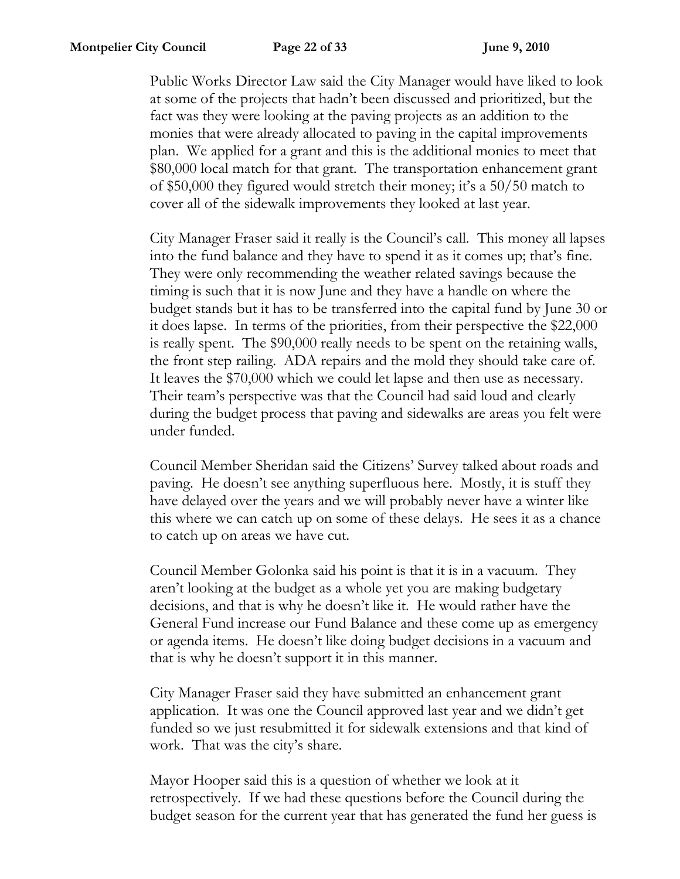Public Works Director Law said the City Manager would have liked to look at some of the projects that hadn't been discussed and prioritized, but the fact was they were looking at the paving projects as an addition to the monies that were already allocated to paving in the capital improvements plan. We applied for a grant and this is the additional monies to meet that $80,000 local match for that grant. The transportation enhancement grant of $50,000 they figured would stretch their money; it's a 50/50 match to cover all of the sidewalk improvements they looked at last year.

City Manager Fraser said it really is the Council's call. This money all lapses into the fund balance and they have to spend it as it comes up; that's fine. They were only recommending the weather related savings because the timing is such that it is now June and they have a handle on where the budget stands but it has to be transferred into the capital fund by June 30 or it does lapse. In terms of the priorities, from their perspective the $22,000 is really spent. The $90,000 really needs to be spent on the retaining walls, the front step railing. ADA repairs and the mold they should take care of. It leaves the $70,000 which we could let lapse and then use as necessary. Their team's perspective was that the Council had said loud and clearly during the budget process that paving and sidewalks are areas you felt were under funded.

Council Member Sheridan said the Citizens' Survey talked about roads and paving. He doesn't see anything superfluous here. Mostly, it is stuff they have delayed over the years and we will probably never have a winter like this where we can catch up on some of these delays. He sees it as a chance to catch up on areas we have cut.

Council Member Golonka said his point is that it is in a vacuum. They aren't looking at the budget as a whole yet you are making budgetary decisions, and that is why he doesn't like it. He would rather have the General Fund increase our Fund Balance and these come up as emergency or agenda items. He doesn't like doing budget decisions in a vacuum and that is why he doesn't support it in this manner.

City Manager Fraser said they have submitted an enhancement grant application. It was one the Council approved last year and we didn't get funded so we just resubmitted it for sidewalk extensions and that kind of work. That was the city's share.

Mayor Hooper said this is a question of whether we look at it retrospectively. If we had these questions before the Council during the budget season for the current year that has generated the fund her guess is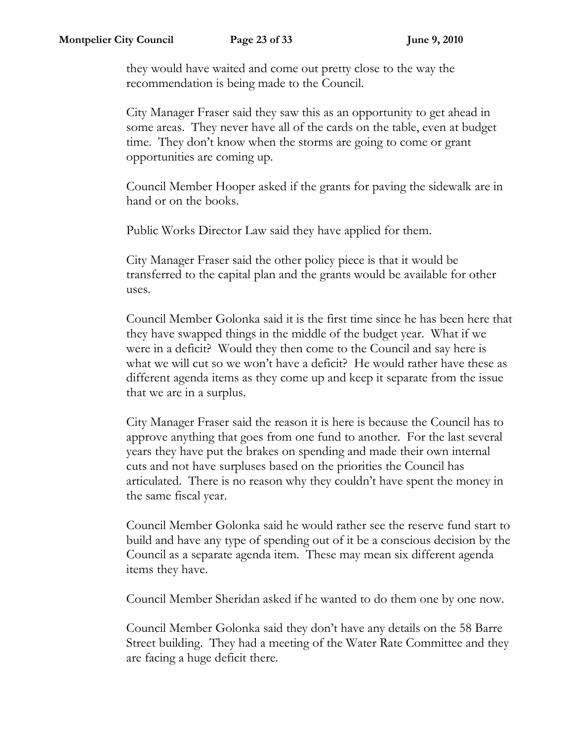they would have waited and come out pretty close to the way the recommendation is being made to the Council.

City Manager Fraser said they saw this as an opportunity to get ahead in some areas. They never have all of the cards on the table, even at budget time. They don't know when the storms are going to come or grant opportunities are coming up.

Council Member Hooper asked if the grants for paving the sidewalk are in hand or on the books.

Public Works Director Law said they have applied for them.

City Manager Fraser said the other policy piece is that it would be transferred to the capital plan and the grants would be available for other uses.

Council Member Golonka said it is the first time since he has been here that they have swapped things in the middle of the budget year. What if we were in a deficit? Would they then come to the Council and say here is what we will cut so we won't have a deficit? He would rather have these as different agenda items as they come up and keep it separate from the issue that we are in a surplus.

City Manager Fraser said the reason it is here is because the Council has to approve anything that goes from one fund to another. For the last several years they have put the brakes on spending and made their own internal cuts and not have surpluses based on the priorities the Council has articulated. There is no reason why they couldn't have spent the money in the same fiscal year.

Council Member Golonka said he would rather see the reserve fund start to build and have any type of spending out of it be a conscious decision by the Council as a separate agenda item. These may mean six different agenda items they have.

Council Member Sheridan asked if he wanted to do them one by one now.

Council Member Golonka said they don't have any details on the 58 Barre Street building. They had a meeting of the Water Rate Committee and they are facing a huge deficit there.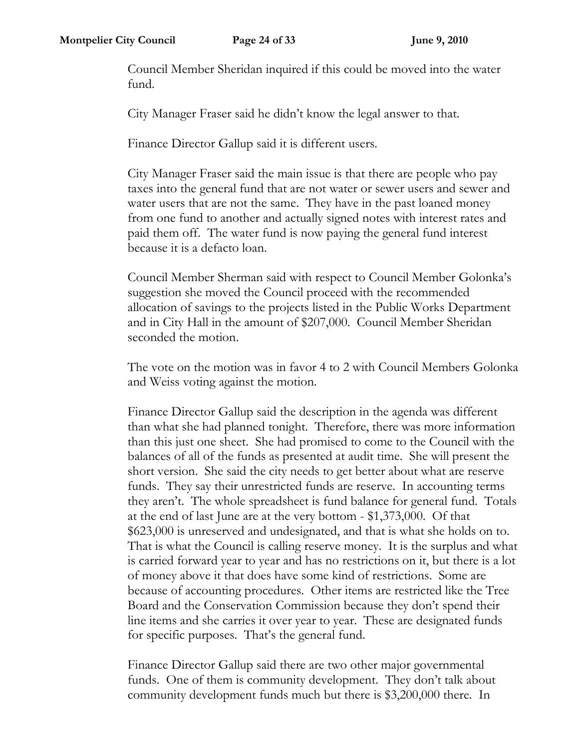Council Member Sheridan inquired if this could be moved into the water fund.

City Manager Fraser said he didn't know the legal answer to that.

Finance Director Gallup said it is different users.

City Manager Fraser said the main issue is that there are people who pay taxes into the general fund that are not water or sewer users and sewer and water users that are not the same. They have in the past loaned money from one fund to another and actually signed notes with interest rates and paid them off. The water fund is now paying the general fund interest because it is a defacto loan.

Council Member Sherman said with respect to Council Member Golonka's suggestion she moved the Council proceed with the recommended allocation of savings to the projects listed in the Public Works Department and in City Hall in the amount of $207,000. Council Member Sheridan seconded the motion.

The vote on the motion was in favor 4 to 2 with Council Members Golonka and Weiss voting against the motion.

Finance Director Gallup said the description in the agenda was different than what she had planned tonight. Therefore, there was more information than this just one sheet. She had promised to come to the Council with the balances of all of the funds as presented at audit time. She will present the short version. She said the city needs to get better about what are reserve funds. They say their unrestricted funds are reserve. In accounting terms they aren't. The whole spreadsheet is fund balance for general fund. Totals at the end of last June are at the very bottom - $1,373,000. Of that $623,000 is unreserved and undesignated, and that is what she holds on to. That is what the Council is calling reserve money. It is the surplus and what is carried forward year to year and has no restrictions on it, but there is a lot of money above it that does have some kind of restrictions. Some are because of accounting procedures. Other items are restricted like the Tree Board and the Conservation Commission because they don't spend their line items and she carries it over year to year. These are designated funds for specific purposes. That's the general fund.

Finance Director Gallup said there are two other major governmental funds. One of them is community development. They don't talk about community development funds much but there is $3,200,000 there. In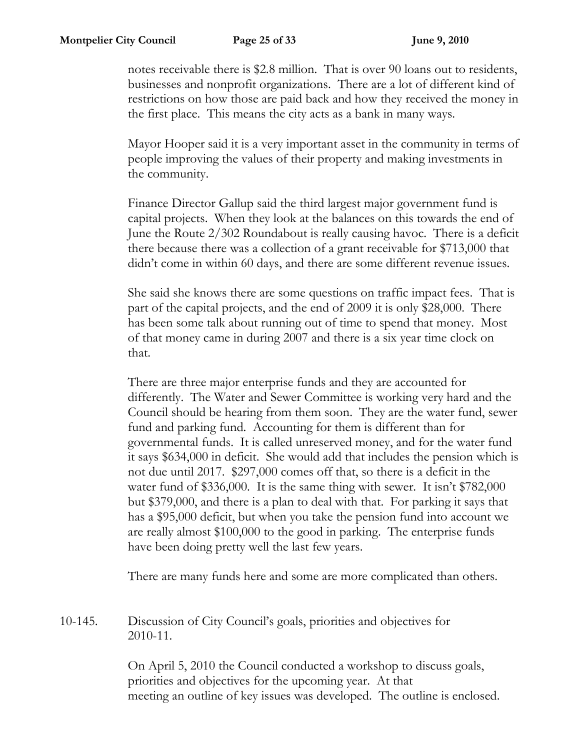notes receivable there is $2.8 million. That is over 90 loans out to residents, businesses and nonprofit organizations. There are a lot of different kind of restrictions on how those are paid back and how they received the money in the first place. This means the city acts as a bank in many ways.

Mayor Hooper said it is a very important asset in the community in terms of people improving the values of their property and making investments in the community.

Finance Director Gallup said the third largest major government fund is capital projects. When they look at the balances on this towards the end of June the Route 2/302 Roundabout is really causing havoc. There is a deficit there because there was a collection of a grant receivable for $713,000 that didn't come in within 60 days, and there are some different revenue issues.

She said she knows there are some questions on traffic impact fees. That is part of the capital projects, and the end of 2009 it is only $28,000. There has been some talk about running out of time to spend that money. Most of that money came in during 2007 and there is a six year time clock on that.

There are three major enterprise funds and they are accounted for differently. The Water and Sewer Committee is working very hard and the Council should be hearing from them soon. They are the water fund, sewer fund and parking fund. Accounting for them is different than for governmental funds. It is called unreserved money, and for the water fund it says $634,000 in deficit. She would add that includes the pension which is not due until 2017. $297,000 comes off that, so there is a deficit in the water fund of $336,000. It is the same thing with sewer. It isn't $782,000 but $379,000, and there is a plan to deal with that. For parking it says that has a $95,000 deficit, but when you take the pension fund into account we are really almost $100,000 to the good in parking. The enterprise funds have been doing pretty well the last few years.

There are many funds here and some are more complicated than others.

10-145. Discussion of City Council's goals, priorities and objectives for 2010-11.

On April 5, 2010 the Council conducted a workshop to discuss goals, priorities and objectives for the upcoming year. At that meeting an outline of key issues was developed. The outline is enclosed.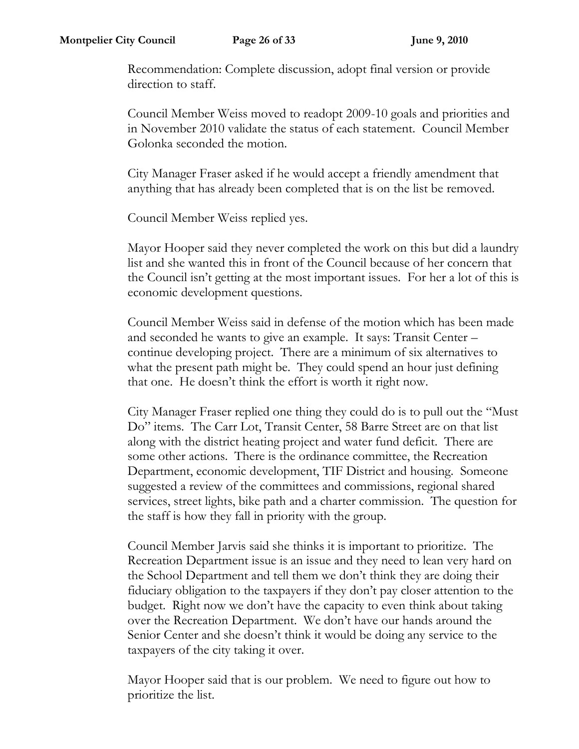Recommendation: Complete discussion, adopt final version or provide direction to staff.

Council Member Weiss moved to readopt 2009-10 goals and priorities and in November 2010 validate the status of each statement. Council Member Golonka seconded the motion.

City Manager Fraser asked if he would accept a friendly amendment that anything that has already been completed that is on the list be removed.

Council Member Weiss replied yes.

Mayor Hooper said they never completed the work on this but did a laundry list and she wanted this in front of the Council because of her concern that the Council isn't getting at the most important issues. For her a lot of this is economic development questions.

Council Member Weiss said in defense of the motion which has been made and seconded he wants to give an example. It says: Transit Center – continue developing project. There are a minimum of six alternatives to what the present path might be. They could spend an hour just defining that one. He doesn't think the effort is worth it right now.

City Manager Fraser replied one thing they could do is to pull out the "Must Do" items. The Carr Lot, Transit Center, 58 Barre Street are on that list along with the district heating project and water fund deficit. There are some other actions. There is the ordinance committee, the Recreation Department, economic development, TIF District and housing. Someone suggested a review of the committees and commissions, regional shared services, street lights, bike path and a charter commission. The question for the staff is how they fall in priority with the group.

Council Member Jarvis said she thinks it is important to prioritize. The Recreation Department issue is an issue and they need to lean very hard on the School Department and tell them we don't think they are doing their fiduciary obligation to the taxpayers if they don't pay closer attention to the budget. Right now we don't have the capacity to even think about taking over the Recreation Department. We don't have our hands around the Senior Center and she doesn't think it would be doing any service to the taxpayers of the city taking it over.

Mayor Hooper said that is our problem. We need to figure out how to prioritize the list.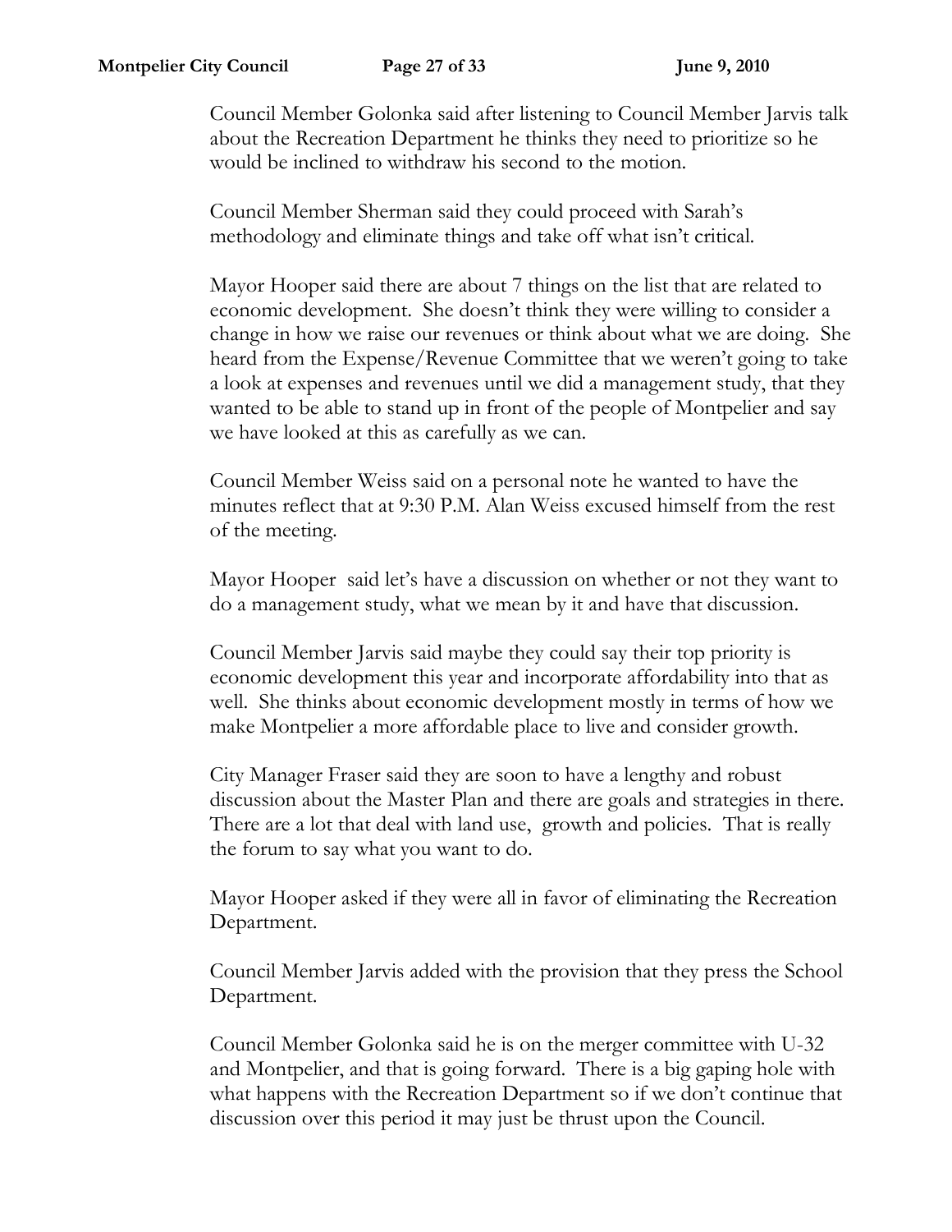Council Member Golonka said after listening to Council Member Jarvis talk about the Recreation Department he thinks they need to prioritize so he would be inclined to withdraw his second to the motion.

Council Member Sherman said they could proceed with Sarah's methodology and eliminate things and take off what isn't critical.

Mayor Hooper said there are about 7 things on the list that are related to economic development. She doesn't think they were willing to consider a change in how we raise our revenues or think about what we are doing. She heard from the Expense/Revenue Committee that we weren't going to take a look at expenses and revenues until we did a management study, that they wanted to be able to stand up in front of the people of Montpelier and say we have looked at this as carefully as we can.

Council Member Weiss said on a personal note he wanted to have the minutes reflect that at 9:30 P.M. Alan Weiss excused himself from the rest of the meeting.

Mayor Hooper said let's have a discussion on whether or not they want to do a management study, what we mean by it and have that discussion.

Council Member Jarvis said maybe they could say their top priority is economic development this year and incorporate affordability into that as well. She thinks about economic development mostly in terms of how we make Montpelier a more affordable place to live and consider growth.

City Manager Fraser said they are soon to have a lengthy and robust discussion about the Master Plan and there are goals and strategies in there. There are a lot that deal with land use, growth and policies. That is really the forum to say what you want to do.

Mayor Hooper asked if they were all in favor of eliminating the Recreation Department.

Council Member Jarvis added with the provision that they press the School Department.

Council Member Golonka said he is on the merger committee with U-32 and Montpelier, and that is going forward. There is a big gaping hole with what happens with the Recreation Department so if we don't continue that discussion over this period it may just be thrust upon the Council.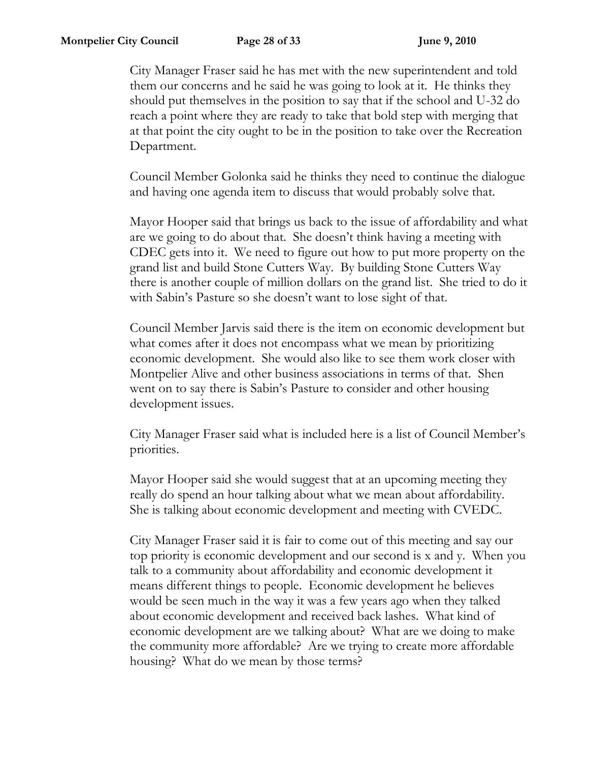City Manager Fraser said he has met with the new superintendent and told them our concerns and he said he was going to look at it. He thinks they should put themselves in the position to say that if the school and U-32 do reach a point where they are ready to take that bold step with merging that at that point the city ought to be in the position to take over the Recreation Department.

Council Member Golonka said he thinks they need to continue the dialogue and having one agenda item to discuss that would probably solve that.

Mayor Hooper said that brings us back to the issue of affordability and what are we going to do about that. She doesn't think having a meeting with CDEC gets into it. We need to figure out how to put more property on the grand list and build Stone Cutters Way. By building Stone Cutters Way there is another couple of million dollars on the grand list. She tried to do it with Sabin's Pasture so she doesn't want to lose sight of that.

Council Member Jarvis said there is the item on economic development but what comes after it does not encompass what we mean by prioritizing economic development. She would also like to see them work closer with Montpelier Alive and other business associations in terms of that. Shen went on to say there is Sabin's Pasture to consider and other housing development issues.

City Manager Fraser said what is included here is a list of Council Member's priorities.

Mayor Hooper said she would suggest that at an upcoming meeting they really do spend an hour talking about what we mean about affordability. She is talking about economic development and meeting with CVEDC.

City Manager Fraser said it is fair to come out of this meeting and say our top priority is economic development and our second is x and y. When you talk to a community about affordability and economic development it means different things to people. Economic development he believes would be seen much in the way it was a few years ago when they talked about economic development and received back lashes. What kind of economic development are we talking about? What are we doing to make the community more affordable? Are we trying to create more affordable housing? What do we mean by those terms?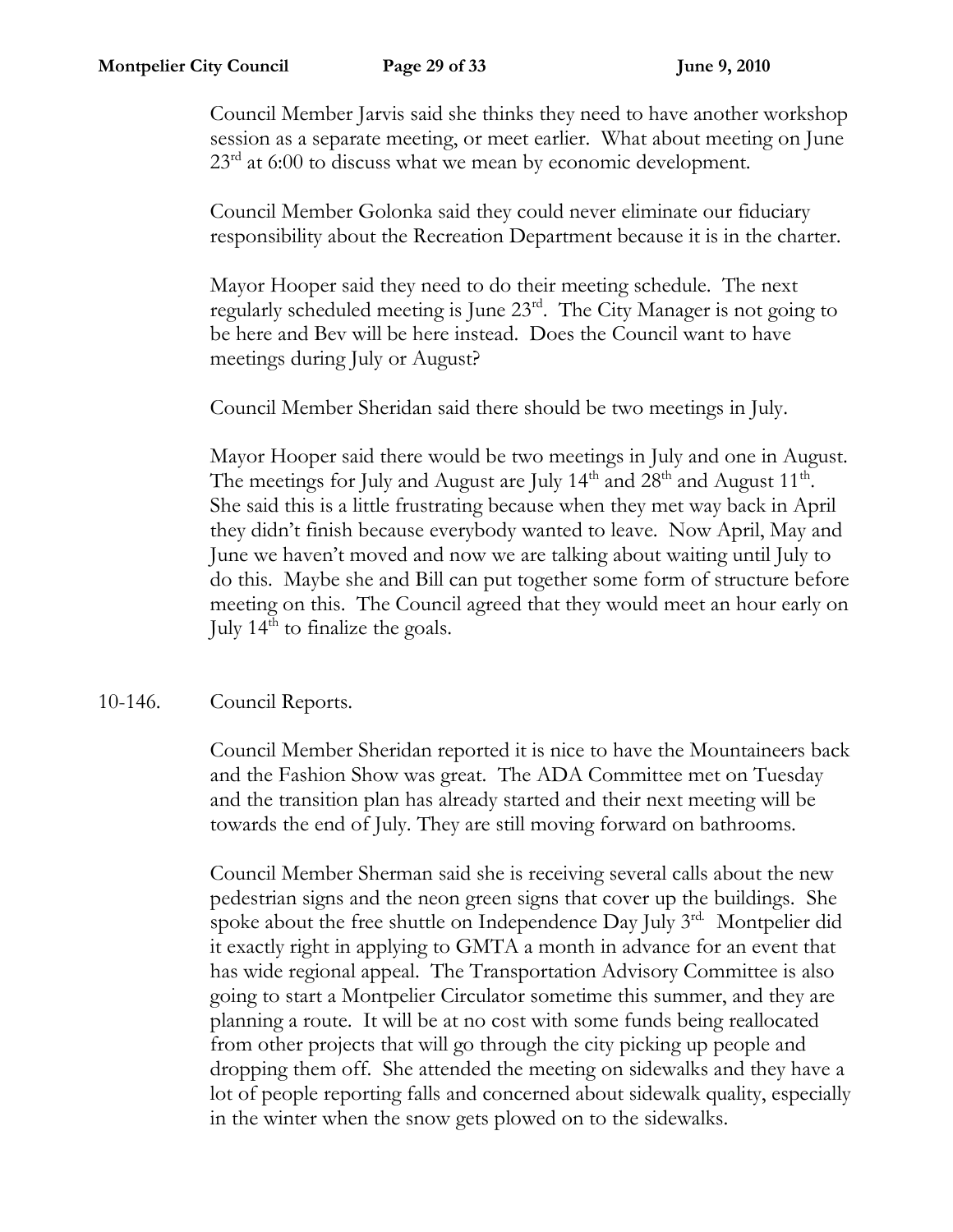Council Member Jarvis said she thinks they need to have another workshop session as a separate meeting, or meet earlier. What about meeting on June 23rd at 6:00 to discuss what we mean by economic development.

Council Member Golonka said they could never eliminate our fiduciary responsibility about the Recreation Department because it is in the charter.

Mayor Hooper said they need to do their meeting schedule. The next regularly scheduled meeting is June 23rd. The City Manager is not going to be here and Bev will be here instead. Does the Council want to have meetings during July or August?

Council Member Sheridan said there should be two meetings in July.

Mayor Hooper said there would be two meetings in July and one in August. The meetings for July and August are July 14th and 28th and August 11th. She said this is a little frustrating because when they met way back in April they didn't finish because everybody wanted to leave. Now April, May and June we haven't moved and now we are talking about waiting until July to do this. Maybe she and Bill can put together some form of structure before meeting on this. The Council agreed that they would meet an hour early on July 14th to finalize the goals.

10-146. Council Reports.

Council Member Sheridan reported it is nice to have the Mountaineers back and the Fashion Show was great. The ADA Committee met on Tuesday and the transition plan has already started and their next meeting will be towards the end of July. They are still moving forward on bathrooms.

Council Member Sherman said she is receiving several calls about the new pedestrian signs and the neon green signs that cover up the buildings. She spoke about the free shuttle on Independence Day July 3rd. Montpelier did it exactly right in applying to GMTA a month in advance for an event that has wide regional appeal. The Transportation Advisory Committee is also going to start a Montpelier Circulator sometime this summer, and they are planning a route. It will be at no cost with some funds being reallocated from other projects that will go through the city picking up people and dropping them off. She attended the meeting on sidewalks and they have a lot of people reporting falls and concerned about sidewalk quality, especially in the winter when the snow gets plowed on to the sidewalks.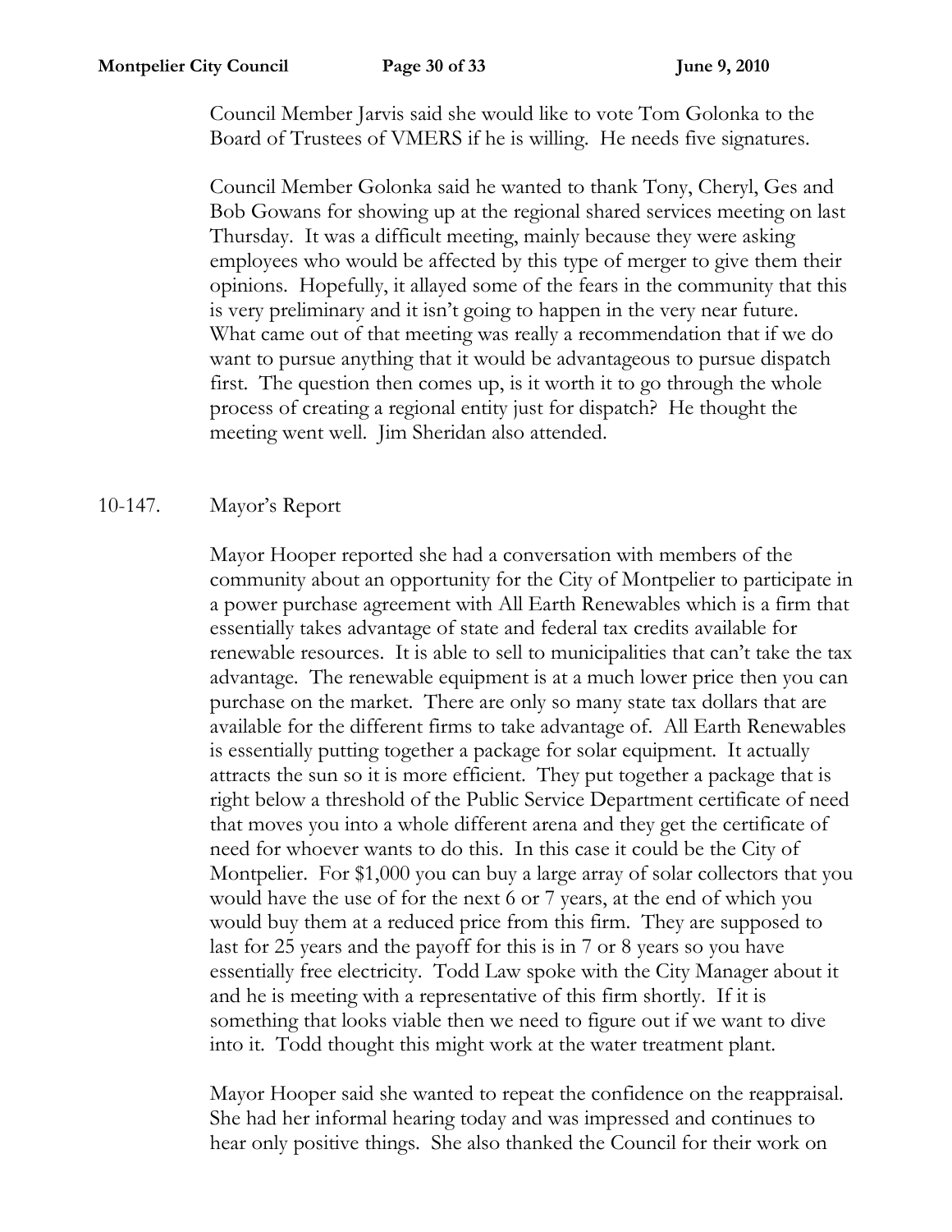Council Member Jarvis said she would like to vote Tom Golonka to the Board of Trustees of VMERS if he is willing. He needs five signatures.

Council Member Golonka said he wanted to thank Tony, Cheryl, Ges and Bob Gowans for showing up at the regional shared services meeting on last Thursday. It was a difficult meeting, mainly because they were asking employees who would be affected by this type of merger to give them their opinions. Hopefully, it allayed some of the fears in the community that this is very preliminary and it isn't going to happen in the very near future. What came out of that meeting was really a recommendation that if we do want to pursue anything that it would be advantageous to pursue dispatch first. The question then comes up, is it worth it to go through the whole process of creating a regional entity just for dispatch? He thought the meeting went well. Jim Sheridan also attended.

10-147. Mayor's Report

Mayor Hooper reported she had a conversation with members of the community about an opportunity for the City of Montpelier to participate in a power purchase agreement with All Earth Renewables which is a firm that essentially takes advantage of state and federal tax credits available for renewable resources. It is able to sell to municipalities that can't take the tax advantage. The renewable equipment is at a much lower price then you can purchase on the market. There are only so many state tax dollars that are available for the different firms to take advantage of. All Earth Renewables is essentially putting together a package for solar equipment. It actually attracts the sun so it is more efficient. They put together a package that is right below a threshold of the Public Service Department certificate of need that moves you into a whole different arena and they get the certificate of need for whoever wants to do this. In this case it could be the City of Montpelier. For $1,000 you can buy a large array of solar collectors that you would have the use of for the next 6 or 7 years, at the end of which you would buy them at a reduced price from this firm. They are supposed to last for 25 years and the payoff for this is in 7 or 8 years so you have essentially free electricity. Todd Law spoke with the City Manager about it and he is meeting with a representative of this firm shortly. If it is something that looks viable then we need to figure out if we want to dive into it. Todd thought this might work at the water treatment plant.

Mayor Hooper said she wanted to repeat the confidence on the reappraisal. She had her informal hearing today and was impressed and continues to hear only positive things. She also thanked the Council for their work on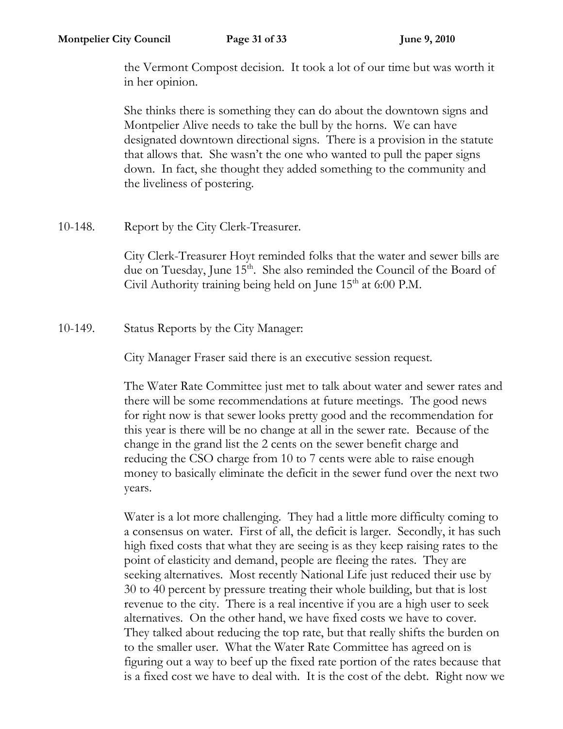the Vermont Compost decision. It took a lot of our time but was worth it in her opinion.

She thinks there is something they can do about the downtown signs and Montpelier Alive needs to take the bull by the horns. We can have designated downtown directional signs. There is a provision in the statute that allows that. She wasn't the one who wanted to pull the paper signs down. In fact, she thought they added something to the community and the liveliness of postering.

10-148. Report by the City Clerk-Treasurer.

City Clerk-Treasurer Hoyt reminded folks that the water and sewer bills are due on Tuesday, June 15th. She also reminded the Council of the Board of Civil Authority training being held on June 15th at 6:00 P.M.

10-149. Status Reports by the City Manager:

City Manager Fraser said there is an executive session request.

The Water Rate Committee just met to talk about water and sewer rates and there will be some recommendations at future meetings. The good news for right now is that sewer looks pretty good and the recommendation for this year is there will be no change at all in the sewer rate. Because of the change in the grand list the 2 cents on the sewer benefit charge and reducing the CSO charge from 10 to 7 cents were able to raise enough money to basically eliminate the deficit in the sewer fund over the next two years.

Water is a lot more challenging. They had a little more difficulty coming to a consensus on water. First of all, the deficit is larger. Secondly, it has such high fixed costs that what they are seeing is as they keep raising rates to the point of elasticity and demand, people are fleeing the rates. They are seeking alternatives. Most recently National Life just reduced their use by 30 to 40 percent by pressure treating their whole building, but that is lost revenue to the city. There is a real incentive if you are a high user to seek alternatives. On the other hand, we have fixed costs we have to cover. They talked about reducing the top rate, but that really shifts the burden on to the smaller user. What the Water Rate Committee has agreed on is figuring out a way to beef up the fixed rate portion of the rates because that is a fixed cost we have to deal with. It is the cost of the debt. Right now we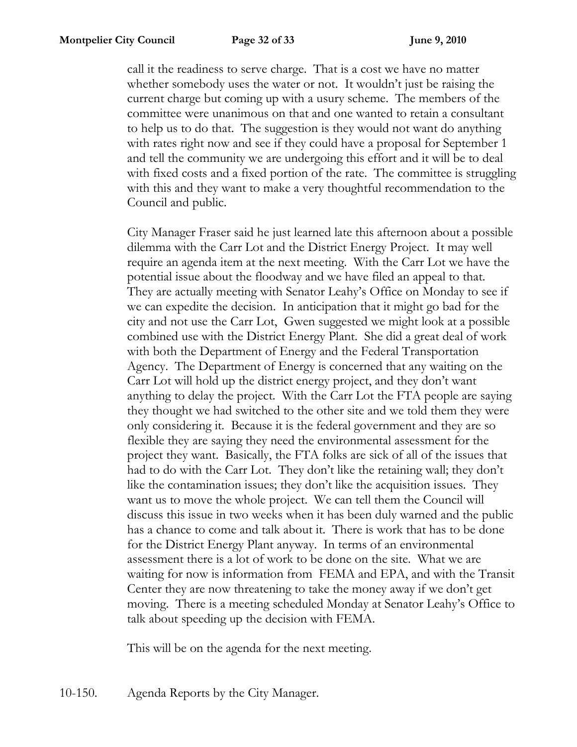call it the readiness to serve charge. That is a cost we have no matter whether somebody uses the water or not. It wouldn't just be raising the current charge but coming up with a usury scheme. The members of the committee were unanimous on that and one wanted to retain a consultant to help us to do that. The suggestion is they would not want do anything with rates right now and see if they could have a proposal for September 1 and tell the community we are undergoing this effort and it will be to deal with fixed costs and a fixed portion of the rate. The committee is struggling with this and they want to make a very thoughtful recommendation to the Council and public.

City Manager Fraser said he just learned late this afternoon about a possible dilemma with the Carr Lot and the District Energy Project. It may well require an agenda item at the next meeting. With the Carr Lot we have the potential issue about the floodway and we have filed an appeal to that. They are actually meeting with Senator Leahy's Office on Monday to see if we can expedite the decision. In anticipation that it might go bad for the city and not use the Carr Lot, Gwen suggested we might look at a possible combined use with the District Energy Plant. She did a great deal of work with both the Department of Energy and the Federal Transportation Agency. The Department of Energy is concerned that any waiting on the Carr Lot will hold up the district energy project, and they don't want anything to delay the project. With the Carr Lot the FTA people are saying they thought we had switched to the other site and we told them they were only considering it. Because it is the federal government and they are so flexible they are saying they need the environmental assessment for the project they want. Basically, the FTA folks are sick of all of the issues that had to do with the Carr Lot. They don't like the retaining wall; they don't like the contamination issues; they don't like the acquisition issues. They want us to move the whole project. We can tell them the Council will discuss this issue in two weeks when it has been duly warned and the public has a chance to come and talk about it. There is work that has to be done for the District Energy Plant anyway. In terms of an environmental assessment there is a lot of work to be done on the site. What we are waiting for now is information from FEMA and EPA, and with the Transit Center they are now threatening to take the money away if we don't get moving. There is a meeting scheduled Monday at Senator Leahy's Office to talk about speeding up the decision with FEMA.

This will be on the agenda for the next meeting.

10-150. Agenda Reports by the City Manager.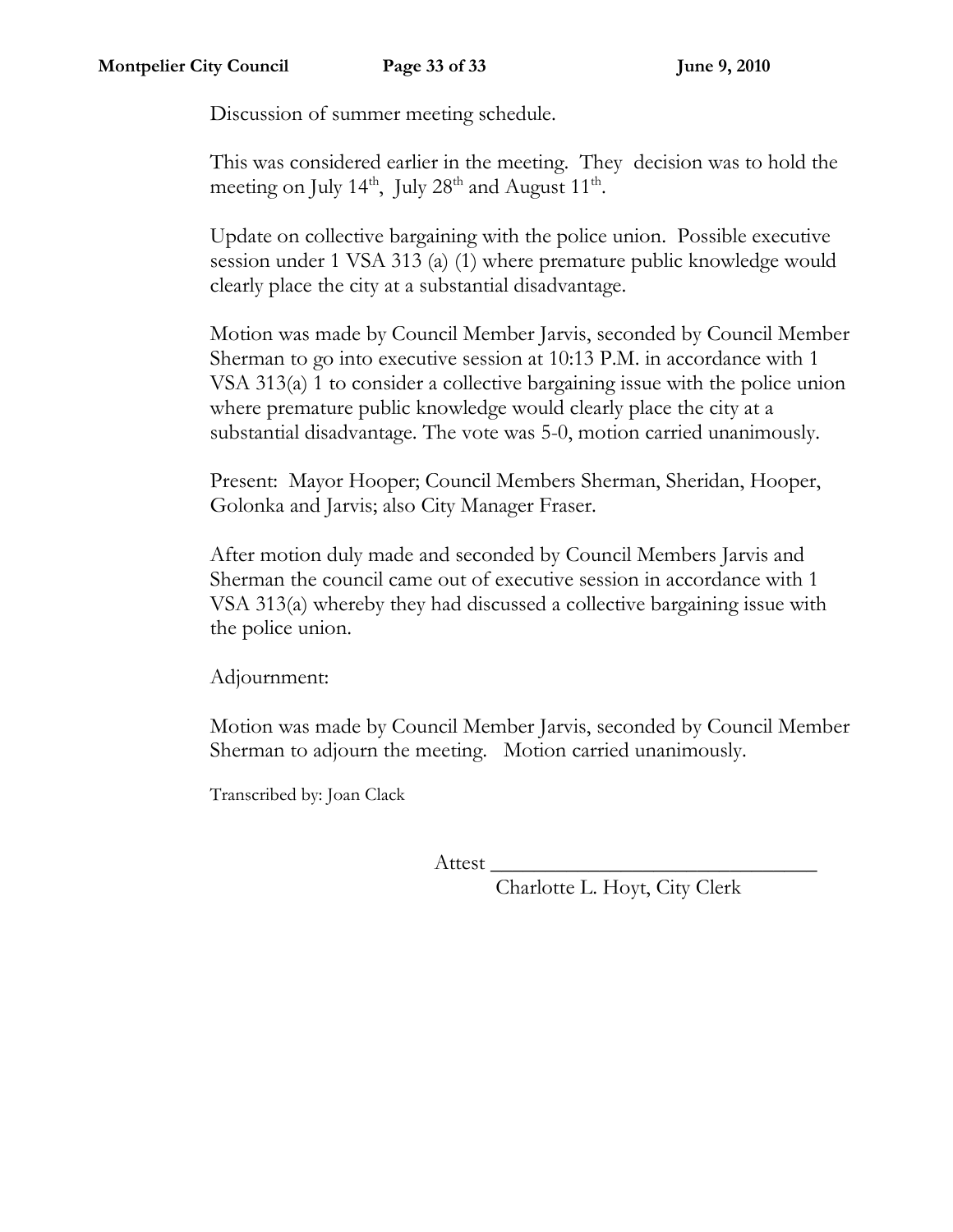Discussion of summer meeting schedule.

This was considered earlier in the meeting. They decision was to hold the meeting on July 14th, July 28th and August 11th.

Update on collective bargaining with the police union. Possible executive session under 1 VSA 313 (a) (1) where premature public knowledge would clearly place the city at a substantial disadvantage.

Motion was made by Council Member Jarvis, seconded by Council Member Sherman to go into executive session at 10:13 P.M. in accordance with 1 VSA 313(a) 1 to consider a collective bargaining issue with the police union where premature public knowledge would clearly place the city at a substantial disadvantage. The vote was 5-0, motion carried unanimously.

Present: Mayor Hooper; Council Members Sherman, Sheridan, Hooper, Golonka and Jarvis; also City Manager Fraser.

After motion duly made and seconded by Council Members Jarvis and Sherman the council came out of executive session in accordance with 1 VSA 313(a) whereby they had discussed a collective bargaining issue with the police union.

Adjournment:

Motion was made by Council Member Jarvis, seconded by Council Member Sherman to adjourn the meeting. Motion carried unanimously.

Transcribed by: Joan Clack

Attest ______________________________

Charlotte L. Hoyt, City Clerk